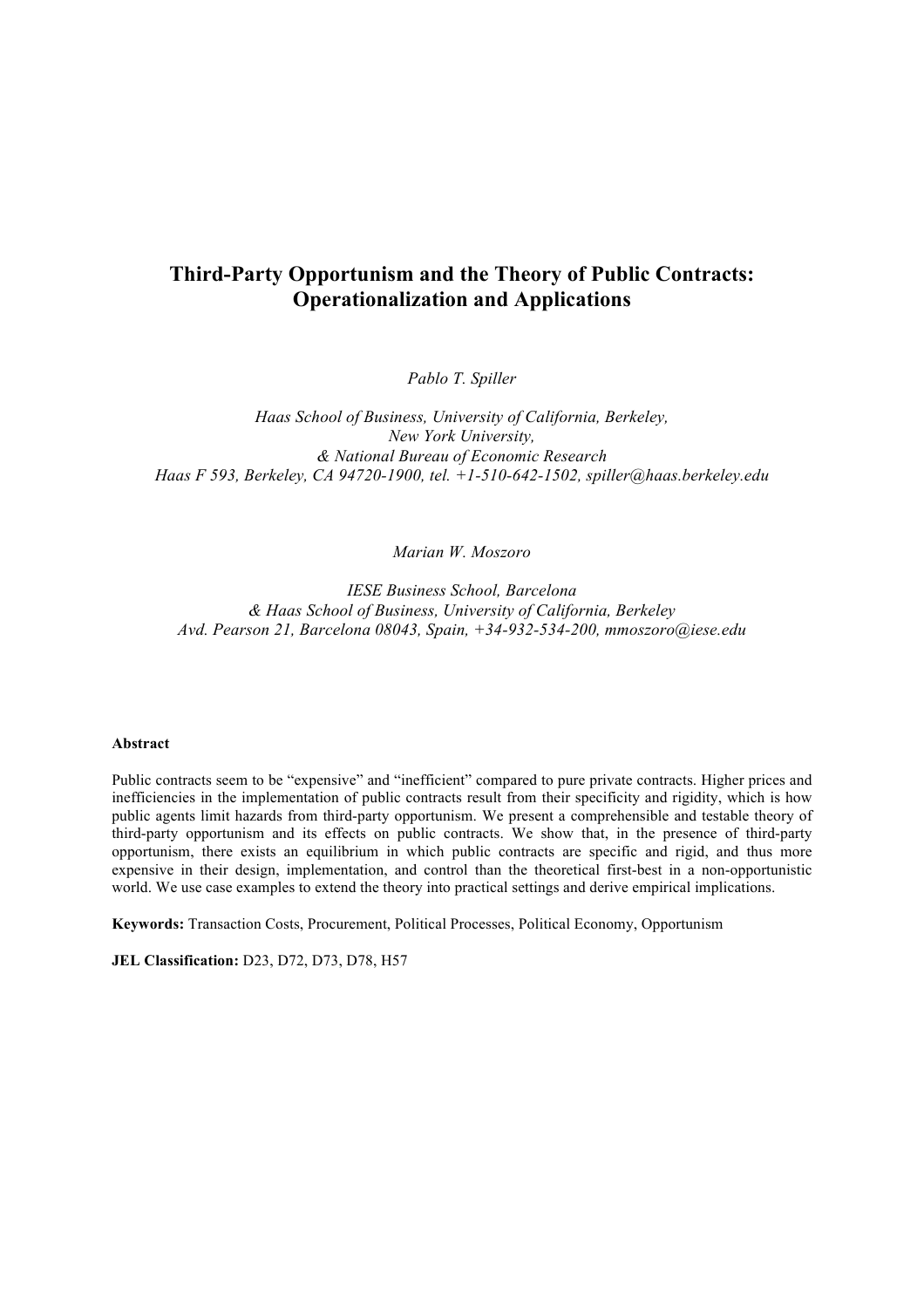# Third-Party Opportunism and the Theory of Public Contracts: Operationalization and Applications

*Pablo T. Spiller*

*Haas School of Business, University of California, Berkeley,*
*New York University,*
*& National Bureau of Economic Research*
*Haas F 593, Berkeley, CA 94720-1900, tel. +1-510-642-1502, spiller@haas.berkeley.edu*

*Marian W. Moszoro*

*IESE Business School, Barcelona*
*& Haas School of Business, University of California, Berkeley*
*Avd. Pearson 21, Barcelona 08043, Spain, +34-932-534-200, mmoszoro@iese.edu*

**Abstract**

Public contracts seem to be "expensive" and "inefficient" compared to pure private contracts. Higher prices and inefficiencies in the implementation of public contracts result from their specificity and rigidity, which is how public agents limit hazards from third-party opportunism. We present a comprehensible and testable theory of third-party opportunism and its effects on public contracts. We show that, in the presence of third-party opportunism, there exists an equilibrium in which public contracts are specific and rigid, and thus more expensive in their design, implementation, and control than the theoretical first-best in a non-opportunistic world. We use case examples to extend the theory into practical settings and derive empirical implications.

**Keywords:** Transaction Costs, Procurement, Political Processes, Political Economy, Opportunism

**JEL Classification:** D23, D72, D73, D78, H57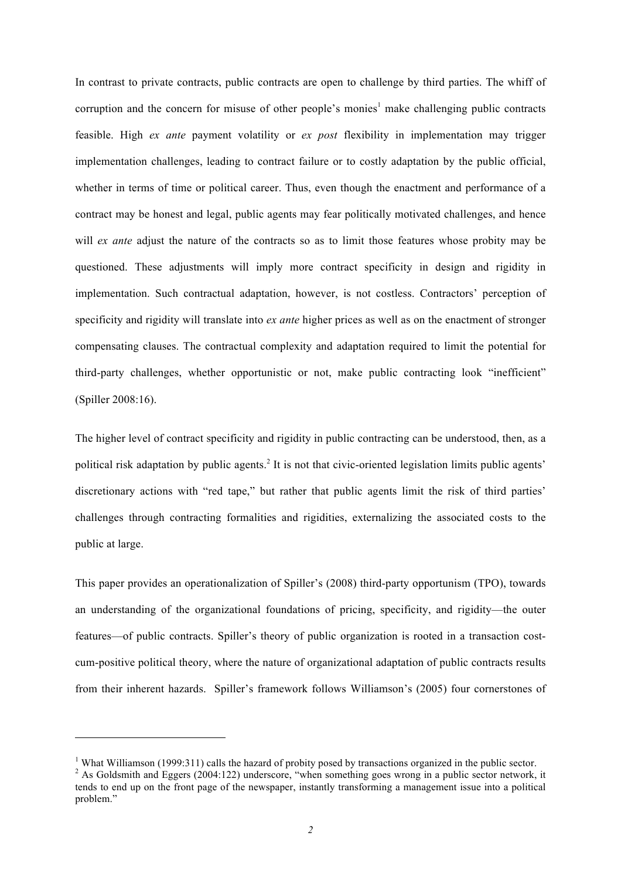In contrast to private contracts, public contracts are open to challenge by third parties. The whiff of corruption and the concern for misuse of other people's monies[1] make challenging public contracts feasible. High *ex ante* payment volatility or *ex post* flexibility in implementation may trigger implementation challenges, leading to contract failure or to costly adaptation by the public official, whether in terms of time or political career. Thus, even though the enactment and performance of a contract may be honest and legal, public agents may fear politically motivated challenges, and hence will *ex ante* adjust the nature of the contracts so as to limit those features whose probity may be questioned. These adjustments will imply more contract specificity in design and rigidity in implementation. Such contractual adaptation, however, is not costless. Contractors' perception of specificity and rigidity will translate into *ex ante* higher prices as well as on the enactment of stronger compensating clauses. The contractual complexity and adaptation required to limit the potential for third-party challenges, whether opportunistic or not, make public contracting look "inefficient" (Spiller 2008:16).

The higher level of contract specificity and rigidity in public contracting can be understood, then, as a political risk adaptation by public agents.[2] It is not that civic-oriented legislation limits public agents' discretionary actions with "red tape," but rather that public agents limit the risk of third parties' challenges through contracting formalities and rigidities, externalizing the associated costs to the public at large.

This paper provides an operationalization of Spiller's (2008) third-party opportunism (TPO), towards an understanding of the organizational foundations of pricing, specificity, and rigidity—the outer features—of public contracts. Spiller's theory of public organization is rooted in a transaction cost-cum-positive political theory, where the nature of organizational adaptation of public contracts results from their inherent hazards. Spiller's framework follows Williamson's (2005) four cornerstones of

---

[1] What Williamson (1999:311) calls the hazard of probity posed by transactions organized in the public sector.

[2] As Goldsmith and Eggers (2004:122) underscore, "when something goes wrong in a public sector network, it tends to end up on the front page of the newspaper, instantly transforming a management issue into a political problem."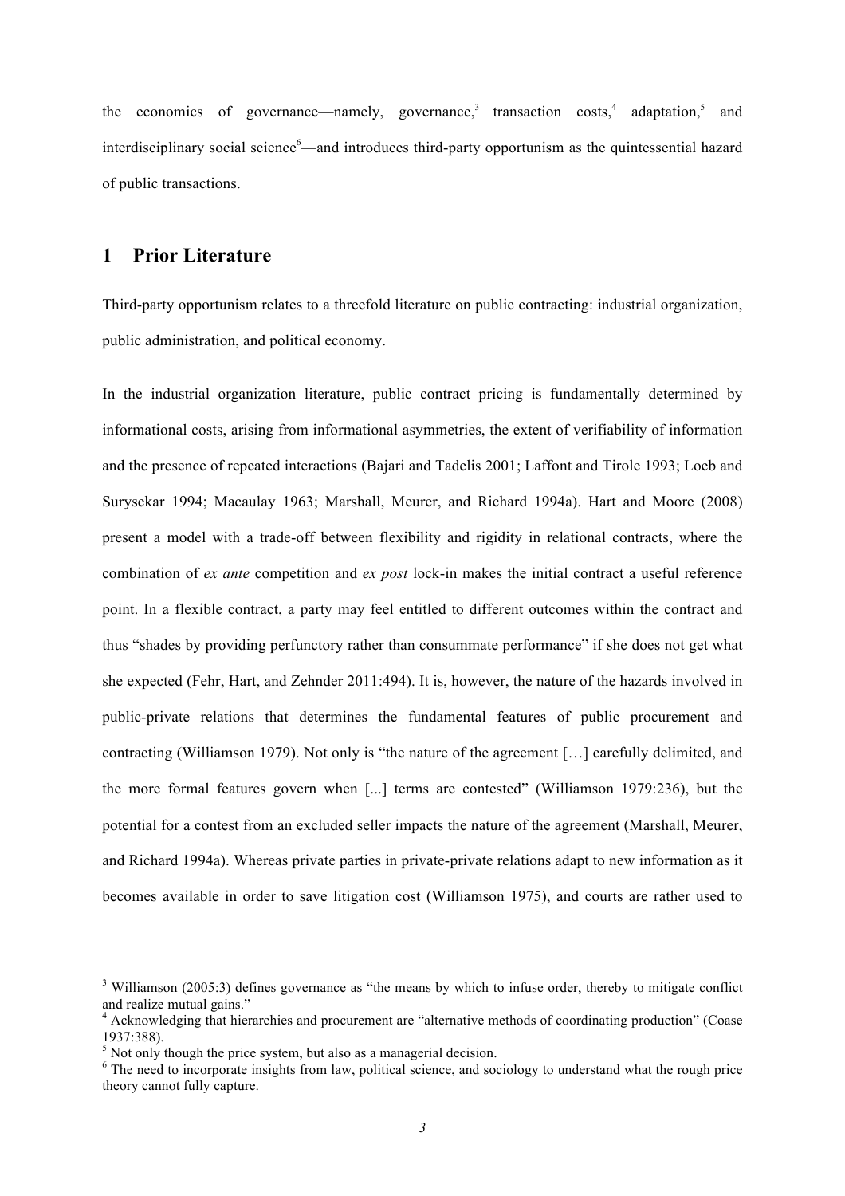the economics of governance—namely, governance,[3] transaction costs,[4] adaptation,[5] and interdisciplinary social science[6]—and introduces third-party opportunism as the quintessential hazard of public transactions.

## 1 Prior Literature

Third-party opportunism relates to a threefold literature on public contracting: industrial organization, public administration, and political economy.

In the industrial organization literature, public contract pricing is fundamentally determined by informational costs, arising from informational asymmetries, the extent of verifiability of information and the presence of repeated interactions (Bajari and Tadelis 2001; Laffont and Tirole 1993; Loeb and Surysekar 1994; Macaulay 1963; Marshall, Meurer, and Richard 1994a). Hart and Moore (2008) present a model with a trade-off between flexibility and rigidity in relational contracts, where the combination of *ex ante* competition and *ex post* lock-in makes the initial contract a useful reference point. In a flexible contract, a party may feel entitled to different outcomes within the contract and thus "shades by providing perfunctory rather than consummate performance" if she does not get what she expected (Fehr, Hart, and Zehnder 2011:494). It is, however, the nature of the hazards involved in public-private relations that determines the fundamental features of public procurement and contracting (Williamson 1979). Not only is "the nature of the agreement […] carefully delimited, and the more formal features govern when [...] terms are contested" (Williamson 1979:236), but the potential for a contest from an excluded seller impacts the nature of the agreement (Marshall, Meurer, and Richard 1994a). Whereas private parties in private-private relations adapt to new information as it becomes available in order to save litigation cost (Williamson 1975), and courts are rather used to

[3] Williamson (2005:3) defines governance as "the means by which to infuse order, thereby to mitigate conflict and realize mutual gains."

[4] Acknowledging that hierarchies and procurement are "alternative methods of coordinating production" (Coase 1937:388).

[5] Not only though the price system, but also as a managerial decision.

[6] The need to incorporate insights from law, political science, and sociology to understand what the rough price theory cannot fully capture.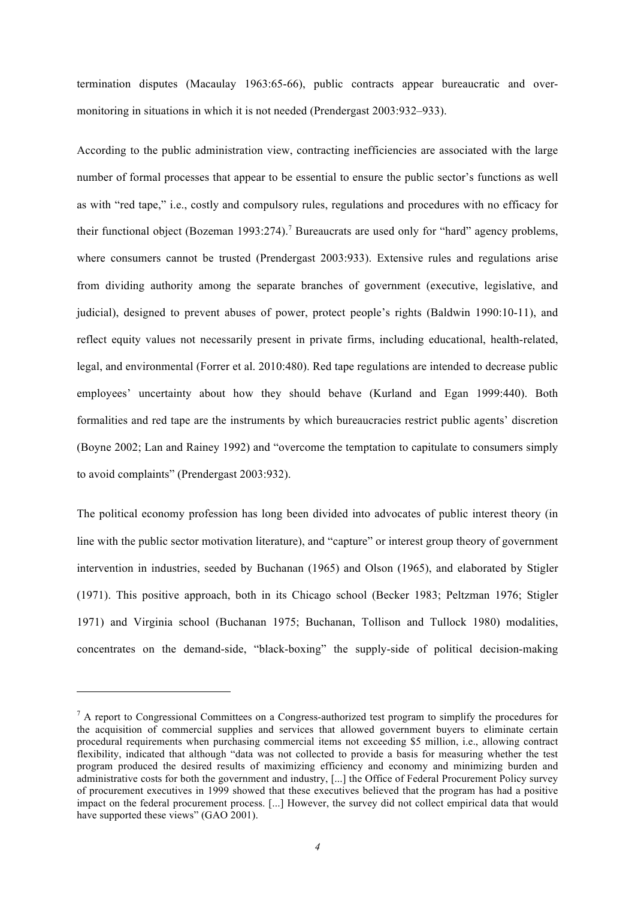termination disputes (Macaulay 1963:65-66), public contracts appear bureaucratic and over-monitoring in situations in which it is not needed (Prendergast 2003:932–933).

According to the public administration view, contracting inefficiencies are associated with the large number of formal processes that appear to be essential to ensure the public sector's functions as well as with "red tape," i.e., costly and compulsory rules, regulations and procedures with no efficacy for their functional object (Bozeman 1993:274).[7] Bureaucrats are used only for "hard" agency problems, where consumers cannot be trusted (Prendergast 2003:933). Extensive rules and regulations arise from dividing authority among the separate branches of government (executive, legislative, and judicial), designed to prevent abuses of power, protect people's rights (Baldwin 1990:10-11), and reflect equity values not necessarily present in private firms, including educational, health-related, legal, and environmental (Forrer et al. 2010:480). Red tape regulations are intended to decrease public employees' uncertainty about how they should behave (Kurland and Egan 1999:440). Both formalities and red tape are the instruments by which bureaucracies restrict public agents' discretion (Boyne 2002; Lan and Rainey 1992) and "overcome the temptation to capitulate to consumers simply to avoid complaints" (Prendergast 2003:932).

The political economy profession has long been divided into advocates of public interest theory (in line with the public sector motivation literature), and "capture" or interest group theory of government intervention in industries, seeded by Buchanan (1965) and Olson (1965), and elaborated by Stigler (1971). This positive approach, both in its Chicago school (Becker 1983; Peltzman 1976; Stigler 1971) and Virginia school (Buchanan 1975; Buchanan, Tollison and Tullock 1980) modalities, concentrates on the demand-side, "black-boxing" the supply-side of political decision-making

---

[7] A report to Congressional Committees on a Congress-authorized test program to simplify the procedures for the acquisition of commercial supplies and services that allowed government buyers to eliminate certain procedural requirements when purchasing commercial items not exceeding \$5 million, i.e., allowing contract flexibility, indicated that although "data was not collected to provide a basis for measuring whether the test program produced the desired results of maximizing efficiency and economy and minimizing burden and administrative costs for both the government and industry, [...] the Office of Federal Procurement Policy survey of procurement executives in 1999 showed that these executives believed that the program has had a positive impact on the federal procurement process. [...] However, the survey did not collect empirical data that would have supported these views" (GAO 2001).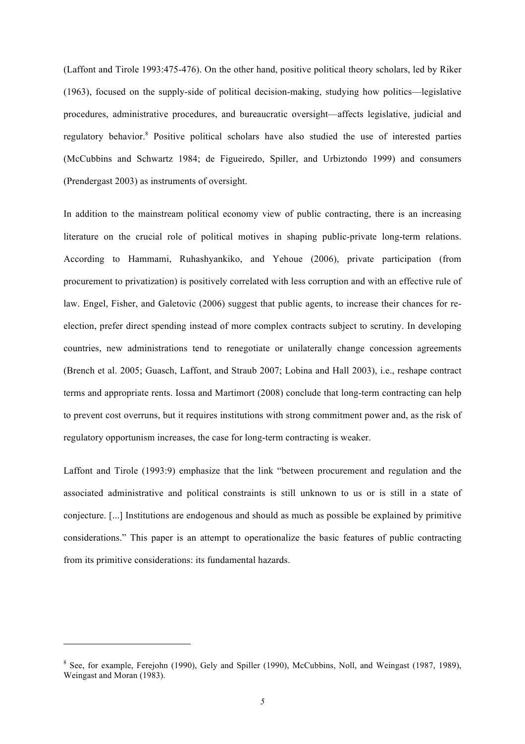(Laffont and Tirole 1993:475-476). On the other hand, positive political theory scholars, led by Riker (1963), focused on the supply-side of political decision-making, studying how politics—legislative procedures, administrative procedures, and bureaucratic oversight—affects legislative, judicial and regulatory behavior.[8] Positive political scholars have also studied the use of interested parties (McCubbins and Schwartz 1984; de Figueiredo, Spiller, and Urbiztondo 1999) and consumers (Prendergast 2003) as instruments of oversight.

In addition to the mainstream political economy view of public contracting, there is an increasing literature on the crucial role of political motives in shaping public-private long-term relations. According to Hammami, Ruhashyankiko, and Yehoue (2006), private participation (from procurement to privatization) is positively correlated with less corruption and with an effective rule of law. Engel, Fisher, and Galetovic (2006) suggest that public agents, to increase their chances for re-election, prefer direct spending instead of more complex contracts subject to scrutiny. In developing countries, new administrations tend to renegotiate or unilaterally change concession agreements (Brench et al. 2005; Guasch, Laffont, and Straub 2007; Lobina and Hall 2003), i.e., reshape contract terms and appropriate rents. Iossa and Martimort (2008) conclude that long-term contracting can help to prevent cost overruns, but it requires institutions with strong commitment power and, as the risk of regulatory opportunism increases, the case for long-term contracting is weaker.

Laffont and Tirole (1993:9) emphasize that the link "between procurement and regulation and the associated administrative and political constraints is still unknown to us or is still in a state of conjecture. [...] Institutions are endogenous and should as much as possible be explained by primitive considerations." This paper is an attempt to operationalize the basic features of public contracting from its primitive considerations: its fundamental hazards.

---

[8] See, for example, Ferejohn (1990), Gely and Spiller (1990), McCubbins, Noll, and Weingast (1987, 1989), Weingast and Moran (1983).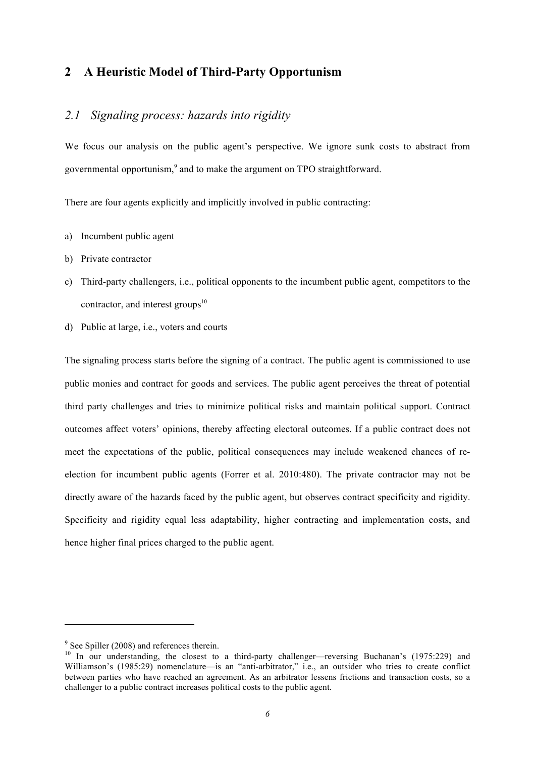## 2 A Heuristic Model of Third-Party Opportunism

### *2.1 Signaling process: hazards into rigidity*

We focus our analysis on the public agent's perspective. We ignore sunk costs to abstract from governmental opportunism,[9] and to make the argument on TPO straightforward.

There are four agents explicitly and implicitly involved in public contracting:

a) Incumbent public agent
b) Private contractor
c) Third-party challengers, i.e., political opponents to the incumbent public agent, competitors to the contractor, and interest groups[10]
d) Public at large, i.e., voters and courts

The signaling process starts before the signing of a contract. The public agent is commissioned to use public monies and contract for goods and services. The public agent perceives the threat of potential third party challenges and tries to minimize political risks and maintain political support. Contract outcomes affect voters' opinions, thereby affecting electoral outcomes. If a public contract does not meet the expectations of the public, political consequences may include weakened chances of re-election for incumbent public agents (Forrer et al. 2010:480). The private contractor may not be directly aware of the hazards faced by the public agent, but observes contract specificity and rigidity. Specificity and rigidity equal less adaptability, higher contracting and implementation costs, and hence higher final prices charged to the public agent.

---

[9] See Spiller (2008) and references therein.

[10] In our understanding, the closest to a third-party challenger—reversing Buchanan's (1975:229) and Williamson's (1985:29) nomenclature—is an "anti-arbitrator," i.e., an outsider who tries to create conflict between parties who have reached an agreement. As an arbitrator lessens frictions and transaction costs, so a challenger to a public contract increases political costs to the public agent.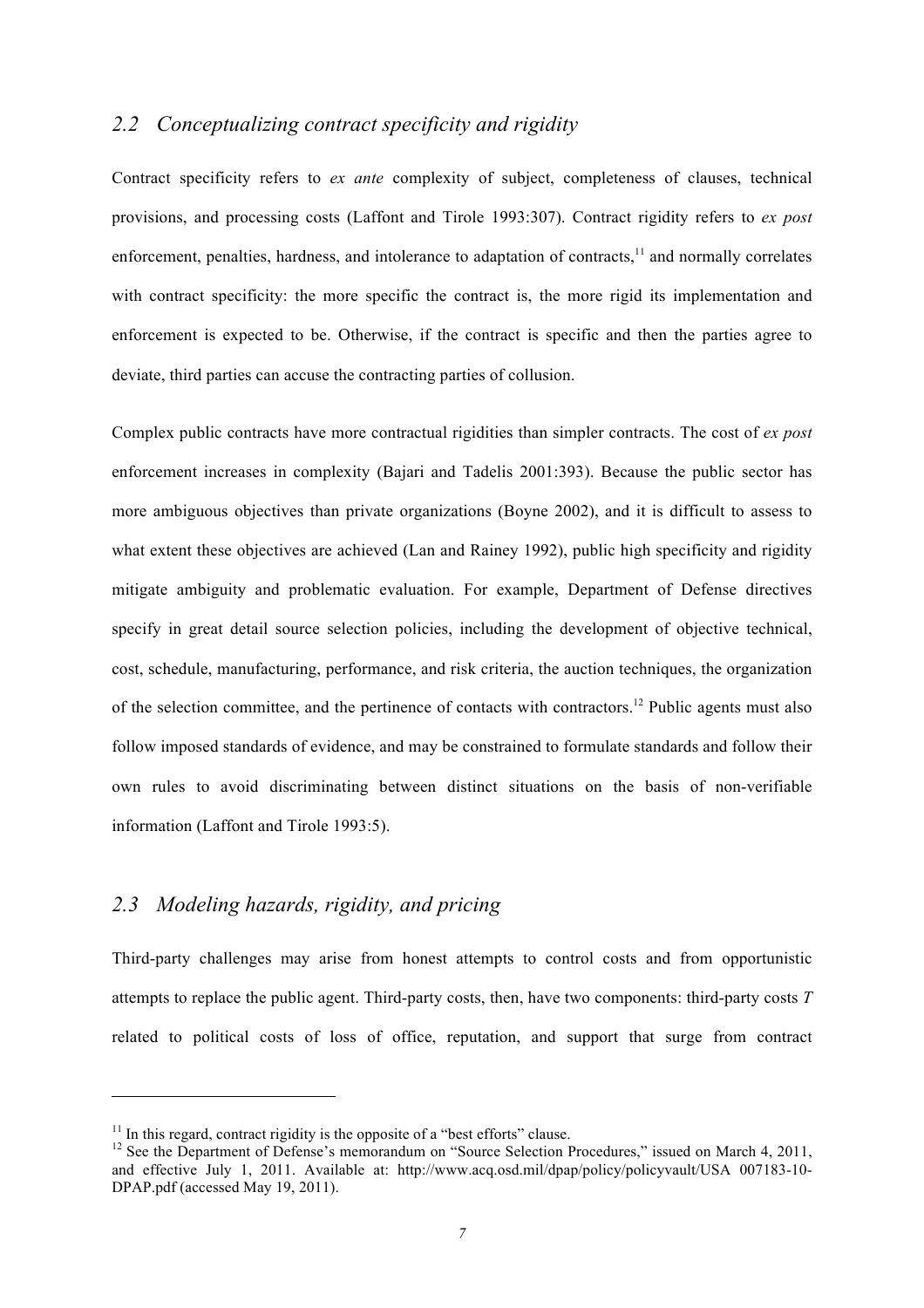## 2.2 Conceptualizing contract specificity and rigidity

Contract specificity refers to *ex ante* complexity of subject, completeness of clauses, technical provisions, and processing costs (Laffont and Tirole 1993:307). Contract rigidity refers to *ex post* enforcement, penalties, hardness, and intolerance to adaptation of contracts,[11] and normally correlates with contract specificity: the more specific the contract is, the more rigid its implementation and enforcement is expected to be. Otherwise, if the contract is specific and then the parties agree to deviate, third parties can accuse the contracting parties of collusion.

Complex public contracts have more contractual rigidities than simpler contracts. The cost of *ex post* enforcement increases in complexity (Bajari and Tadelis 2001:393). Because the public sector has more ambiguous objectives than private organizations (Boyne 2002), and it is difficult to assess to what extent these objectives are achieved (Lan and Rainey 1992), public high specificity and rigidity mitigate ambiguity and problematic evaluation. For example, Department of Defense directives specify in great detail source selection policies, including the development of objective technical, cost, schedule, manufacturing, performance, and risk criteria, the auction techniques, the organization of the selection committee, and the pertinence of contacts with contractors.[12] Public agents must also follow imposed standards of evidence, and may be constrained to formulate standards and follow their own rules to avoid discriminating between distinct situations on the basis of non-verifiable information (Laffont and Tirole 1993:5).

## 2.3 Modeling hazards, rigidity, and pricing

Third-party challenges may arise from honest attempts to control costs and from opportunistic attempts to replace the public agent. Third-party costs, then, have two components: third-party costs $T$ related to political costs of loss of office, reputation, and support that surge from contract

[11] In this regard, contract rigidity is the opposite of a "best efforts" clause.

[12] See the Department of Defense's memorandum on "Source Selection Procedures," issued on March 4, 2011, and effective July 1, 2011. Available at: http://www.acq.osd.mil/dpap/policy/policyvault/USA 007183-10-DPAP.pdf (accessed May 19, 2011).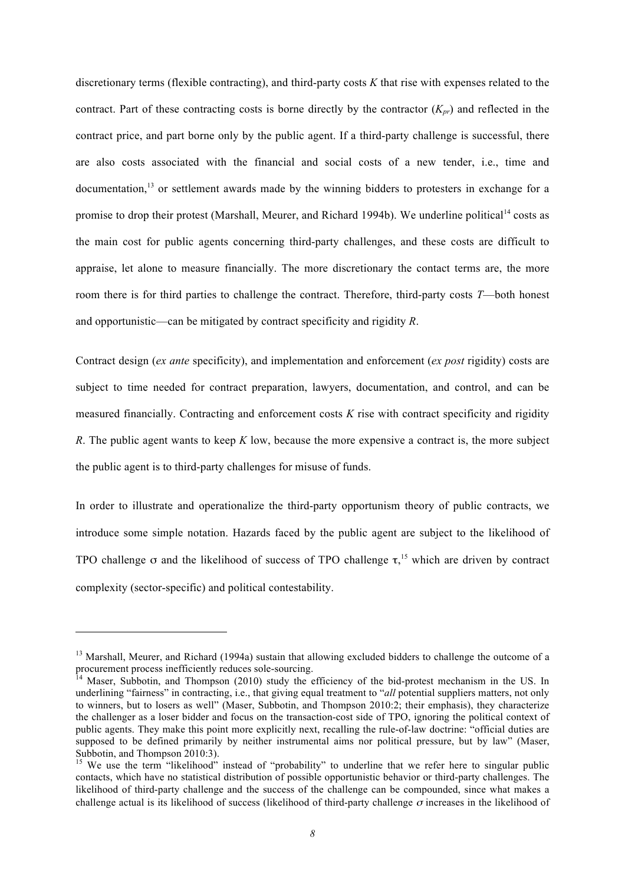discretionary terms (flexible contracting), and third-party costs $K$ that rise with expenses related to the contract. Part of these contracting costs is borne directly by the contractor ($K_{pr}$) and reflected in the contract price, and part borne only by the public agent. If a third-party challenge is successful, there are also costs associated with the financial and social costs of a new tender, i.e., time and documentation,[13] or settlement awards made by the winning bidders to protesters in exchange for a promise to drop their protest (Marshall, Meurer, and Richard 1994b). We underline political[14] costs as the main cost for public agents concerning third-party challenges, and these costs are difficult to appraise, let alone to measure financially. The more discretionary the contact terms are, the more room there is for third parties to challenge the contract. Therefore, third-party costs $T$—both honest and opportunistic—can be mitigated by contract specificity and rigidity $R$.

Contract design (*ex ante* specificity), and implementation and enforcement (*ex post* rigidity) costs are subject to time needed for contract preparation, lawyers, documentation, and control, and can be measured financially. Contracting and enforcement costs $K$ rise with contract specificity and rigidity $R$. The public agent wants to keep $K$ low, because the more expensive a contract is, the more subject the public agent is to third-party challenges for misuse of funds.

In order to illustrate and operationalize the third-party opportunism theory of public contracts, we introduce some simple notation. Hazards faced by the public agent are subject to the likelihood of TPO challenge $\sigma$ and the likelihood of success of TPO challenge $\tau$,[15] which are driven by contract complexity (sector-specific) and political contestability.

---

[13] Marshall, Meurer, and Richard (1994a) sustain that allowing excluded bidders to challenge the outcome of a procurement process inefficiently reduces sole-sourcing.

[14] Maser, Subbotin, and Thompson (2010) study the efficiency of the bid-protest mechanism in the US. In underlining "fairness" in contracting, i.e., that giving equal treatment to "*all* potential suppliers matters, not only to winners, but to losers as well" (Maser, Subbotin, and Thompson 2010:2; their emphasis), they characterize the challenger as a loser bidder and focus on the transaction-cost side of TPO, ignoring the political context of public agents. They make this point more explicitly next, recalling the rule-of-law doctrine: "official duties are supposed to be defined primarily by neither instrumental aims nor political pressure, but by law" (Maser, Subbotin, and Thompson 2010:3).

[15] We use the term "likelihood" instead of "probability" to underline that we refer here to singular public contacts, which have no statistical distribution of possible opportunistic behavior or third-party challenges. The likelihood of third-party challenge and the success of the challenge can be compounded, since what makes a challenge actual is its likelihood of success (likelihood of third-party challenge $\sigma$ increases in the likelihood of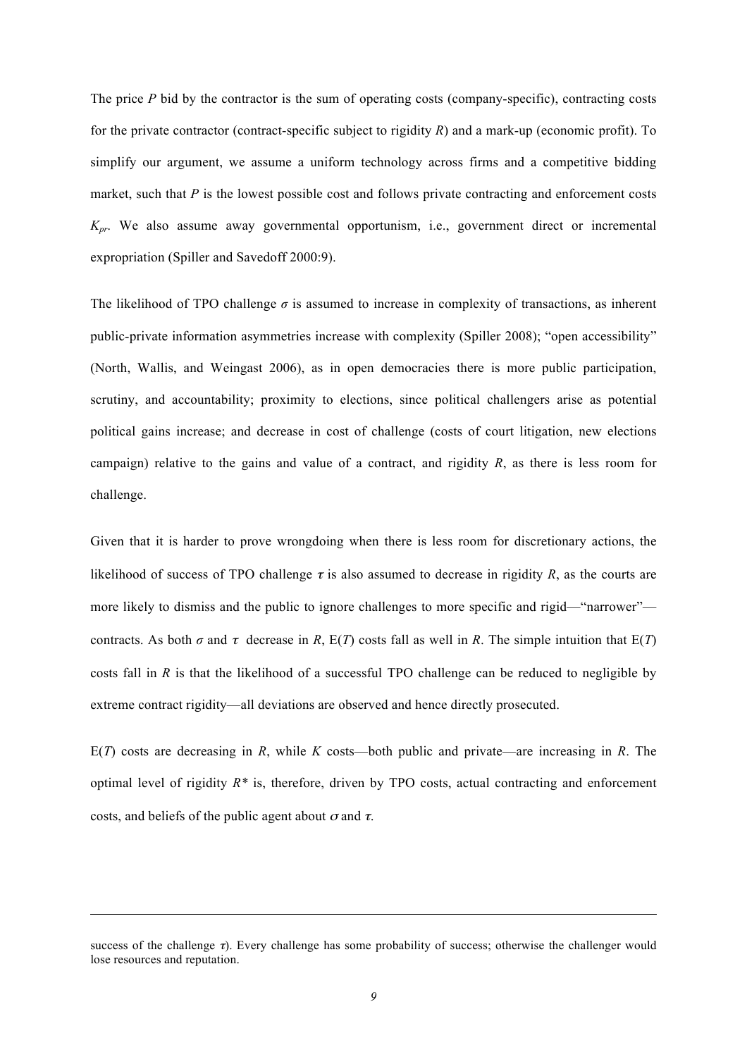The price $P$ bid by the contractor is the sum of operating costs (company-specific), contracting costs for the private contractor (contract-specific subject to rigidity $R$) and a mark-up (economic profit). To simplify our argument, we assume a uniform technology across firms and a competitive bidding market, such that $P$ is the lowest possible cost and follows private contracting and enforcement costs $K_{pr}$. We also assume away governmental opportunism, i.e., government direct or incremental expropriation (Spiller and Savedoff 2000:9).

The likelihood of TPO challenge $\sigma$ is assumed to increase in complexity of transactions, as inherent public-private information asymmetries increase with complexity (Spiller 2008); "open accessibility" (North, Wallis, and Weingast 2006), as in open democracies there is more public participation, scrutiny, and accountability; proximity to elections, since political challengers arise as potential political gains increase; and decrease in cost of challenge (costs of court litigation, new elections campaign) relative to the gains and value of a contract, and rigidity $R$, as there is less room for challenge.

Given that it is harder to prove wrongdoing when there is less room for discretionary actions, the likelihood of success of TPO challenge $\tau$ is also assumed to decrease in rigidity $R$, as the courts are more likely to dismiss and the public to ignore challenges to more specific and rigid—"narrower"—contracts. As both $\sigma$ and $\tau$ decrease in $R$, $E(T)$ costs fall as well in $R$. The simple intuition that $E(T)$ costs fall in $R$ is that the likelihood of a successful TPO challenge can be reduced to negligible by extreme contract rigidity—all deviations are observed and hence directly prosecuted.

$E(T)$ costs are decreasing in $R$, while $K$ costs—both public and private—are increasing in $R$. The optimal level of rigidity $R^*$ is, therefore, driven by TPO costs, actual contracting and enforcement costs, and beliefs of the public agent about $\sigma$ and $\tau$.

---

success of the challenge $\tau$). Every challenge has some probability of success; otherwise the challenger would lose resources and reputation.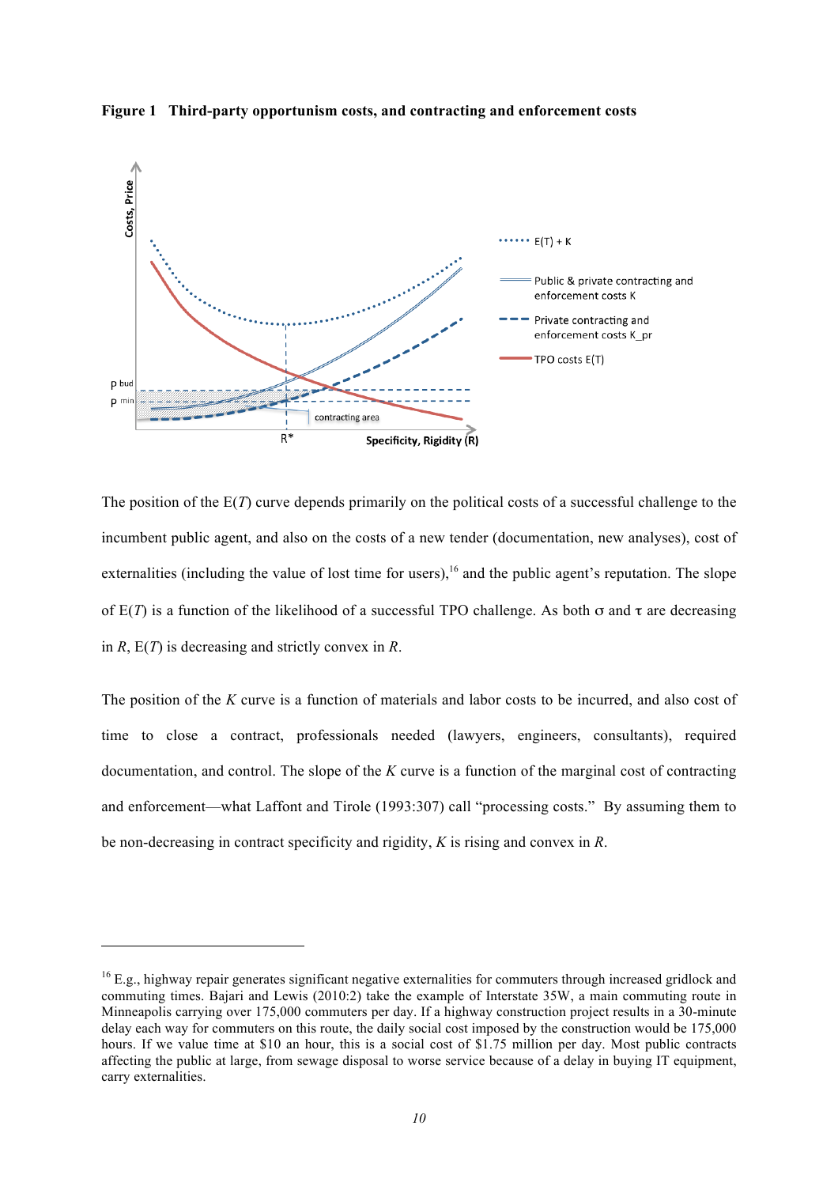**Figure 1 Third-party opportunism costs, and contracting and enforcement costs**

The position of the E($T$) curve depends primarily on the political costs of a successful challenge to the incumbent public agent, and also on the costs of a new tender (documentation, new analyses), cost of externalities (including the value of lost time for users),[16] and the public agent's reputation. The slope of E($T$) is a function of the likelihood of a successful TPO challenge. As both $\sigma$ and $\tau$ are decreasing in $R$, E($T$) is decreasing and strictly convex in $R$.

The position of the $K$ curve is a function of materials and labor costs to be incurred, and also cost of time to close a contract, professionals needed (lawyers, engineers, consultants), required documentation, and control. The slope of the $K$ curve is a function of the marginal cost of contracting and enforcement—what Laffont and Tirole (1993:307) call "processing costs." By assuming them to be non-decreasing in contract specificity and rigidity, $K$ is rising and convex in $R$.

---

[16] E.g., highway repair generates significant negative externalities for commuters through increased gridlock and commuting times. Bajari and Lewis (2010:2) take the example of Interstate 35W, a main commuting route in Minneapolis carrying over 175,000 commuters per day. If a highway construction project results in a 30-minute delay each way for commuters on this route, the daily social cost imposed by the construction would be 175,000 hours. If we value time at $10 an hour, this is a social cost of $1.75 million per day. Most public contracts affecting the public at large, from sewage disposal to worse service because of a delay in buying IT equipment, carry externalities.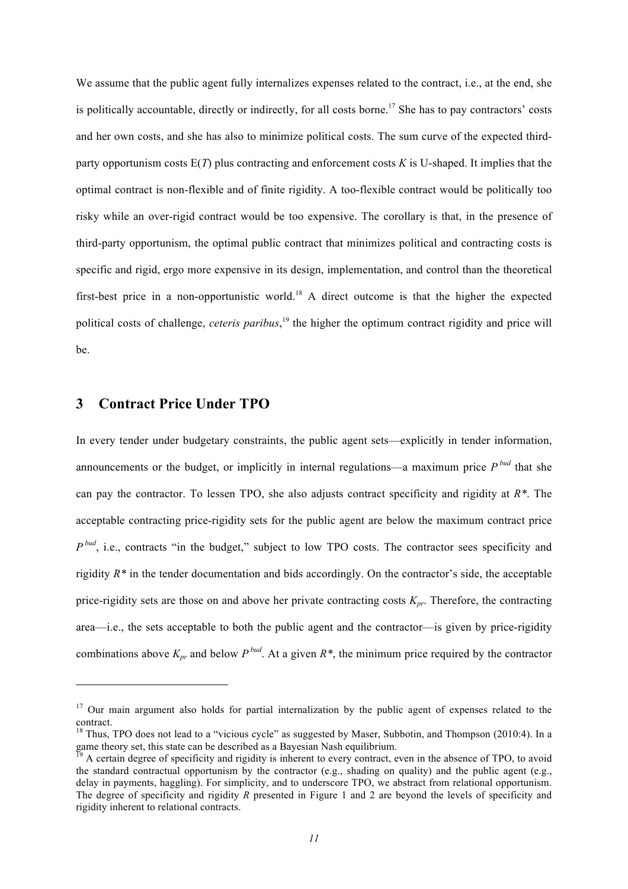We assume that the public agent fully internalizes expenses related to the contract, i.e., at the end, she is politically accountable, directly or indirectly, for all costs borne.[17] She has to pay contractors' costs and her own costs, and she has also to minimize political costs. The sum curve of the expected third-party opportunism costs E($T$) plus contracting and enforcement costs $K$ is U-shaped. It implies that the optimal contract is non-flexible and of finite rigidity. A too-flexible contract would be politically too risky while an over-rigid contract would be too expensive. The corollary is that, in the presence of third-party opportunism, the optimal public contract that minimizes political and contracting costs is specific and rigid, ergo more expensive in its design, implementation, and control than the theoretical first-best price in a non-opportunistic world.[18] A direct outcome is that the higher the expected political costs of challenge, *ceteris paribus*,[19] the higher the optimum contract rigidity and price will be.

## 3 Contract Price Under TPO

In every tender under budgetary constraints, the public agent sets—explicitly in tender information, announcements or the budget, or implicitly in internal regulations—a maximum price $P^{bud}$ that she can pay the contractor. To lessen TPO, she also adjusts contract specificity and rigidity at $R^*$. The acceptable contracting price-rigidity sets for the public agent are below the maximum contract price $P^{bud}$, i.e., contracts "in the budget," subject to low TPO costs. The contractor sees specificity and rigidity $R^*$ in the tender documentation and bids accordingly. On the contractor's side, the acceptable price-rigidity sets are those on and above her private contracting costs $K_{pr}$. Therefore, the contracting area—i.e., the sets acceptable to both the public agent and the contractor—is given by price-rigidity combinations above $K_{pr}$ and below $P^{bud}$. At a given $R^*$, the minimum price required by the contractor

---

[17] Our main argument also holds for partial internalization by the public agent of expenses related to the contract.

[18] Thus, TPO does not lead to a "vicious cycle" as suggested by Maser, Subbotin, and Thompson (2010:4). In a game theory set, this state can be described as a Bayesian Nash equilibrium.

[19] A certain degree of specificity and rigidity is inherent to every contract, even in the absence of TPO, to avoid the standard contractual opportunism by the contractor (e.g., shading on quality) and the public agent (e.g., delay in payments, haggling). For simplicity, and to underscore TPO, we abstract from relational opportunism. The degree of specificity and rigidity $R$ presented in Figure 1 and 2 are beyond the levels of specificity and rigidity inherent to relational contracts.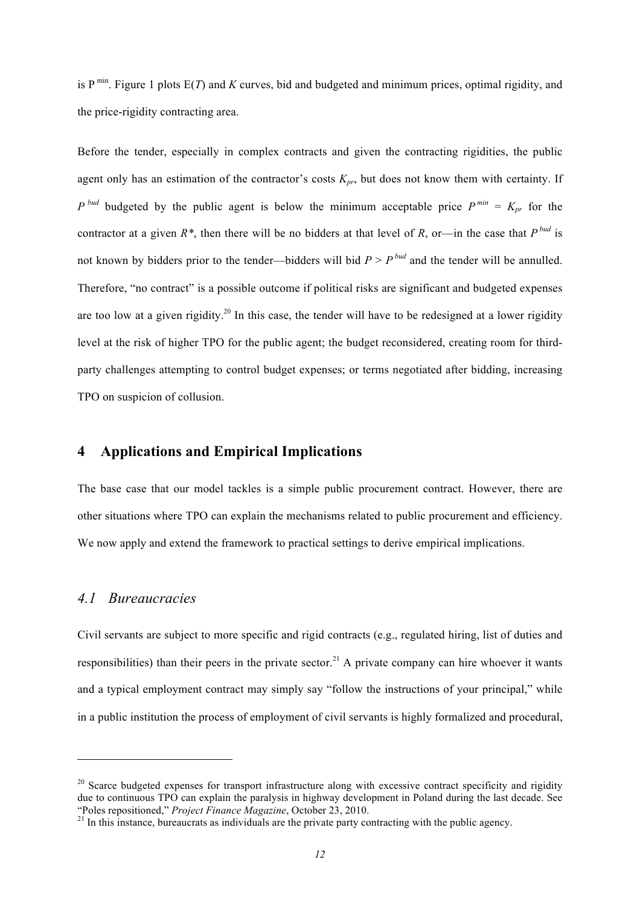is $P^{min}$. Figure 1 plots E($T$) and $K$ curves, bid and budgeted and minimum prices, optimal rigidity, and the price-rigidity contracting area.

Before the tender, especially in complex contracts and given the contracting rigidities, the public agent only has an estimation of the contractor's costs $K_{pr}$, but does not know them with certainty. If $P^{bud}$ budgeted by the public agent is below the minimum acceptable price $P^{min} = K_{pr}$ for the contractor at a given $R^*$, then there will be no bidders at that level of $R$, or—in the case that $P^{bud}$ is not known by bidders prior to the tender—bidders will bid $P > P^{bud}$ and the tender will be annulled. Therefore, "no contract" is a possible outcome if political risks are significant and budgeted expenses are too low at a given rigidity.[20] In this case, the tender will have to be redesigned at a lower rigidity level at the risk of higher TPO for the public agent; the budget reconsidered, creating room for third-party challenges attempting to control budget expenses; or terms negotiated after bidding, increasing TPO on suspicion of collusion.

## 4 Applications and Empirical Implications

The base case that our model tackles is a simple public procurement contract. However, there are other situations where TPO can explain the mechanisms related to public procurement and efficiency. We now apply and extend the framework to practical settings to derive empirical implications.

### *4.1 Bureaucracies*

Civil servants are subject to more specific and rigid contracts (e.g., regulated hiring, list of duties and responsibilities) than their peers in the private sector.[21] A private company can hire whoever it wants and a typical employment contract may simply say "follow the instructions of your principal," while in a public institution the process of employment of civil servants is highly formalized and procedural,

---

[20] Scarce budgeted expenses for transport infrastructure along with excessive contract specificity and rigidity due to continuous TPO can explain the paralysis in highway development in Poland during the last decade. See "Poles repositioned," *Project Finance Magazine*, October 23, 2010.

[21] In this instance, bureaucrats as individuals are the private party contracting with the public agency.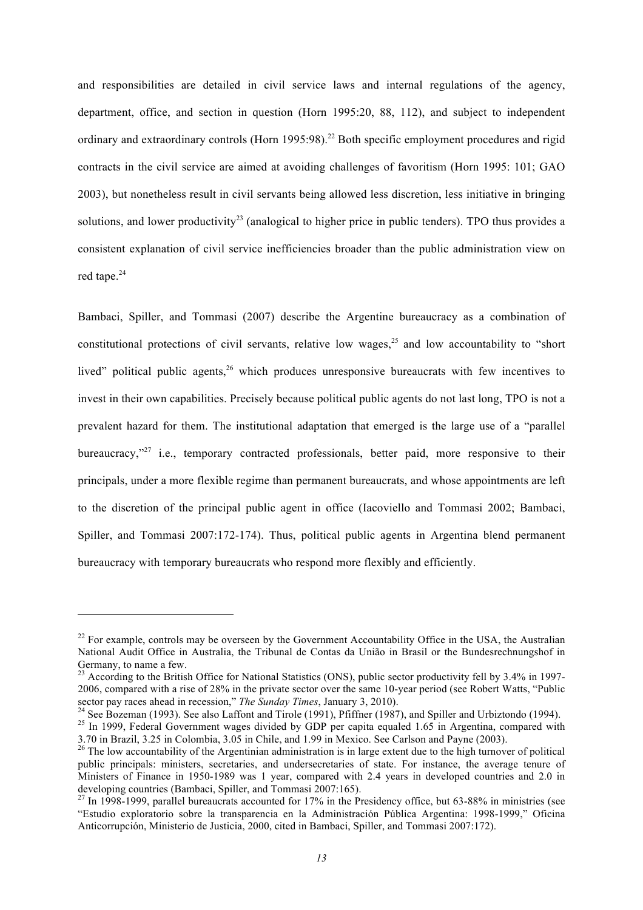and responsibilities are detailed in civil service laws and internal regulations of the agency, department, office, and section in question (Horn 1995:20, 88, 112), and subject to independent ordinary and extraordinary controls (Horn 1995:98).[22] Both specific employment procedures and rigid contracts in the civil service are aimed at avoiding challenges of favoritism (Horn 1995: 101; GAO 2003), but nonetheless result in civil servants being allowed less discretion, less initiative in bringing solutions, and lower productivity[23] (analogical to higher price in public tenders). TPO thus provides a consistent explanation of civil service inefficiencies broader than the public administration view on red tape.[24]

Bambaci, Spiller, and Tommasi (2007) describe the Argentine bureaucracy as a combination of constitutional protections of civil servants, relative low wages,[25] and low accountability to "short lived" political public agents,[26] which produces unresponsive bureaucrats with few incentives to invest in their own capabilities. Precisely because political public agents do not last long, TPO is not a prevalent hazard for them. The institutional adaptation that emerged is the large use of a "parallel bureaucracy,"[27] i.e., temporary contracted professionals, better paid, more responsive to their principals, under a more flexible regime than permanent bureaucrats, and whose appointments are left to the discretion of the principal public agent in office (Iacoviello and Tommasi 2002; Bambaci, Spiller, and Tommasi 2007:172-174). Thus, political public agents in Argentina blend permanent bureaucracy with temporary bureaucrats who respond more flexibly and efficiently.

---

[22] For example, controls may be overseen by the Government Accountability Office in the USA, the Australian National Audit Office in Australia, the Tribunal de Contas da União in Brasil or the Bundesrechnungshof in Germany, to name a few.

[23] According to the British Office for National Statistics (ONS), public sector productivity fell by 3.4% in 1997-2006, compared with a rise of 28% in the private sector over the same 10-year period (see Robert Watts, "Public sector pay races ahead in recession," *The Sunday Times*, January 3, 2010).

[24] See Bozeman (1993). See also Laffont and Tirole (1991), Pfiffner (1987), and Spiller and Urbiztondo (1994).

[25] In 1999, Federal Government wages divided by GDP per capita equaled 1.65 in Argentina, compared with 3.70 in Brazil, 3.25 in Colombia, 3.05 in Chile, and 1.99 in Mexico. See Carlson and Payne (2003).

[26] The low accountability of the Argentinian administration is in large extent due to the high turnover of political public principals: ministers, secretaries, and undersecretaries of state. For instance, the average tenure of Ministers of Finance in 1950-1989 was 1 year, compared with 2.4 years in developed countries and 2.0 in developing countries (Bambaci, Spiller, and Tommasi 2007:165).

[27] In 1998-1999, parallel bureaucrats accounted for 17% in the Presidency office, but 63-88% in ministries (see "Estudio exploratorio sobre la transparencia en la Administración Pública Argentina: 1998-1999," Oficina Anticorrupción, Ministerio de Justicia, 2000, cited in Bambaci, Spiller, and Tommasi 2007:172).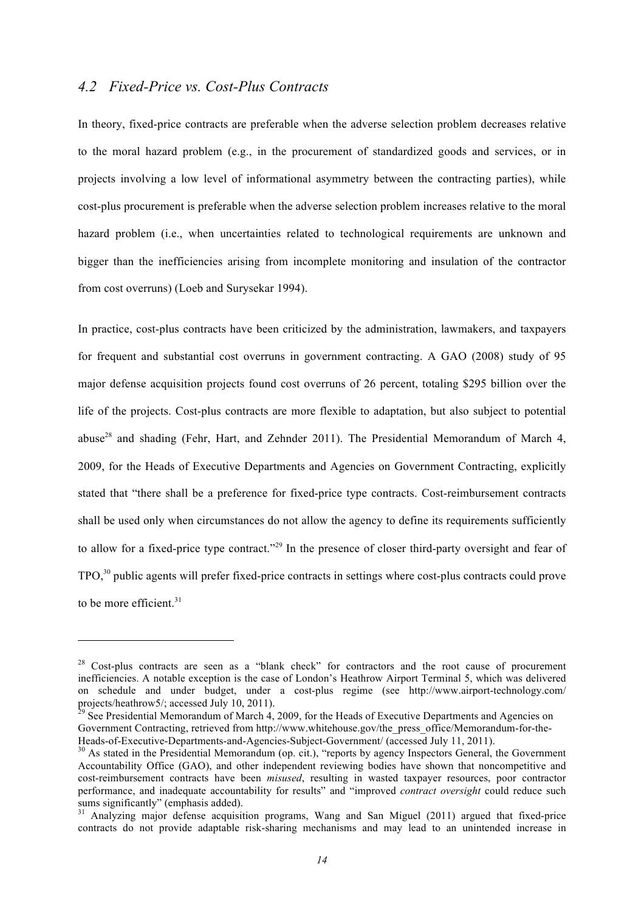### *4.2 Fixed-Price vs. Cost-Plus Contracts*

In theory, fixed-price contracts are preferable when the adverse selection problem decreases relative to the moral hazard problem (e.g., in the procurement of standardized goods and services, or in projects involving a low level of informational asymmetry between the contracting parties), while cost-plus procurement is preferable when the adverse selection problem increases relative to the moral hazard problem (i.e., when uncertainties related to technological requirements are unknown and bigger than the inefficiencies arising from incomplete monitoring and insulation of the contractor from cost overruns) (Loeb and Surysekar 1994).

In practice, cost-plus contracts have been criticized by the administration, lawmakers, and taxpayers for frequent and substantial cost overruns in government contracting. A GAO (2008) study of 95 major defense acquisition projects found cost overruns of 26 percent, totaling \$295 billion over the life of the projects. Cost-plus contracts are more flexible to adaptation, but also subject to potential abuse[28] and shading (Fehr, Hart, and Zehnder 2011). The Presidential Memorandum of March 4, 2009, for the Heads of Executive Departments and Agencies on Government Contracting, explicitly stated that "there shall be a preference for fixed-price type contracts. Cost-reimbursement contracts shall be used only when circumstances do not allow the agency to define its requirements sufficiently to allow for a fixed-price type contract."[29] In the presence of closer third-party oversight and fear of TPO,[30] public agents will prefer fixed-price contracts in settings where cost-plus contracts could prove to be more efficient.[31]

---

[28] Cost-plus contracts are seen as a "blank check" for contractors and the root cause of procurement inefficiencies. A notable exception is the case of London's Heathrow Airport Terminal 5, which was delivered on schedule and under budget, under a cost-plus regime (see http://www.airport-technology.com/projects/heathrow5/; accessed July 10, 2011).

[29] See Presidential Memorandum of March 4, 2009, for the Heads of Executive Departments and Agencies on Government Contracting, retrieved from http://www.whitehouse.gov/the_press_office/Memorandum-for-the-Heads-of-Executive-Departments-and-Agencies-Subject-Government/ (accessed July 11, 2011).

[30] As stated in the Presidential Memorandum (op. cit.), "reports by agency Inspectors General, the Government Accountability Office (GAO), and other independent reviewing bodies have shown that noncompetitive and cost-reimbursement contracts have been *misused*, resulting in wasted taxpayer resources, poor contractor performance, and inadequate accountability for results" and "improved *contract oversight* could reduce such sums significantly" (emphasis added).

[31] Analyzing major defense acquisition programs, Wang and San Miguel (2011) argued that fixed-price contracts do not provide adaptable risk-sharing mechanisms and may lead to an unintended increase in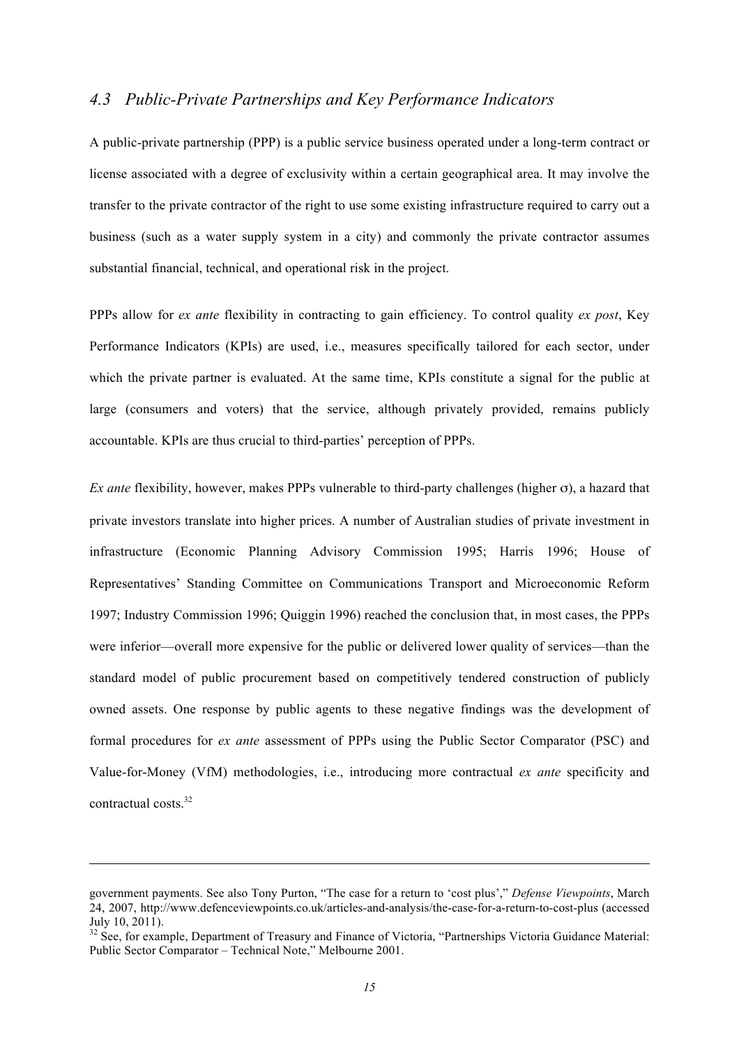## *4.3 Public-Private Partnerships and Key Performance Indicators*

A public-private partnership (PPP) is a public service business operated under a long-term contract or license associated with a degree of exclusivity within a certain geographical area. It may involve the transfer to the private contractor of the right to use some existing infrastructure required to carry out a business (such as a water supply system in a city) and commonly the private contractor assumes substantial financial, technical, and operational risk in the project.

PPPs allow for *ex ante* flexibility in contracting to gain efficiency. To control quality *ex post*, Key Performance Indicators (KPIs) are used, i.e., measures specifically tailored for each sector, under which the private partner is evaluated. At the same time, KPIs constitute a signal for the public at large (consumers and voters) that the service, although privately provided, remains publicly accountable. KPIs are thus crucial to third-parties' perception of PPPs.

*Ex ante* flexibility, however, makes PPPs vulnerable to third-party challenges (higher $\sigma$), a hazard that private investors translate into higher prices. A number of Australian studies of private investment in infrastructure (Economic Planning Advisory Commission 1995; Harris 1996; House of Representatives' Standing Committee on Communications Transport and Microeconomic Reform 1997; Industry Commission 1996; Quiggin 1996) reached the conclusion that, in most cases, the PPPs were inferior—overall more expensive for the public or delivered lower quality of services—than the standard model of public procurement based on competitively tendered construction of publicly owned assets. One response by public agents to these negative findings was the development of formal procedures for *ex ante* assessment of PPPs using the Public Sector Comparator (PSC) and Value-for-Money (VfM) methodologies, i.e., introducing more contractual *ex ante* specificity and contractual costs.[32]

---

government payments. See also Tony Purton, "The case for a return to 'cost plus'," *Defense Viewpoints*, March 24, 2007, http://www.defenceviewpoints.co.uk/articles-and-analysis/the-case-for-a-return-to-cost-plus (accessed July 10, 2011).

[32] See, for example, Department of Treasury and Finance of Victoria, "Partnerships Victoria Guidance Material: Public Sector Comparator – Technical Note," Melbourne 2001.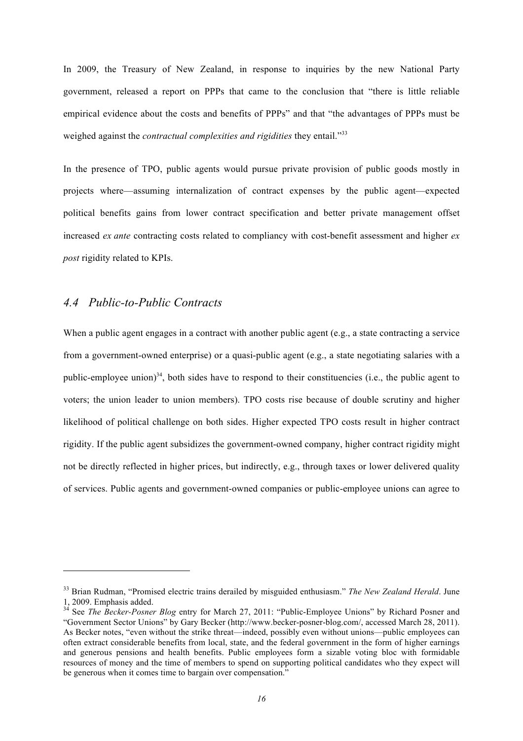In 2009, the Treasury of New Zealand, in response to inquiries by the new National Party government, released a report on PPPs that came to the conclusion that "there is little reliable empirical evidence about the costs and benefits of PPPs" and that "the advantages of PPPs must be weighed against the *contractual complexities and rigidities* they entail."[33]

In the presence of TPO, public agents would pursue private provision of public goods mostly in projects where—assuming internalization of contract expenses by the public agent—expected political benefits gains from lower contract specification and better private management offset increased *ex ante* contracting costs related to compliancy with cost-benefit assessment and higher *ex post* rigidity related to KPIs.

### *4.4 Public-to-Public Contracts*

When a public agent engages in a contract with another public agent (e.g., a state contracting a service from a government-owned enterprise) or a quasi-public agent (e.g., a state negotiating salaries with a public-employee union)[34], both sides have to respond to their constituencies (i.e., the public agent to voters; the union leader to union members). TPO costs rise because of double scrutiny and higher likelihood of political challenge on both sides. Higher expected TPO costs result in higher contract rigidity. If the public agent subsidizes the government-owned company, higher contract rigidity might not be directly reflected in higher prices, but indirectly, e.g., through taxes or lower delivered quality of services. Public agents and government-owned companies or public-employee unions can agree to

---

[33] Brian Rudman, "Promised electric trains derailed by misguided enthusiasm." *The New Zealand Herald*. June 1, 2009. Emphasis added.

[34] See *The Becker-Posner Blog* entry for March 27, 2011: "Public-Employee Unions" by Richard Posner and "Government Sector Unions" by Gary Becker (http://www.becker-posner-blog.com/, accessed March 28, 2011). As Becker notes, "even without the strike threat—indeed, possibly even without unions—public employees can often extract considerable benefits from local, state, and the federal government in the form of higher earnings and generous pensions and health benefits. Public employees form a sizable voting bloc with formidable resources of money and the time of members to spend on supporting political candidates who they expect will be generous when it comes time to bargain over compensation."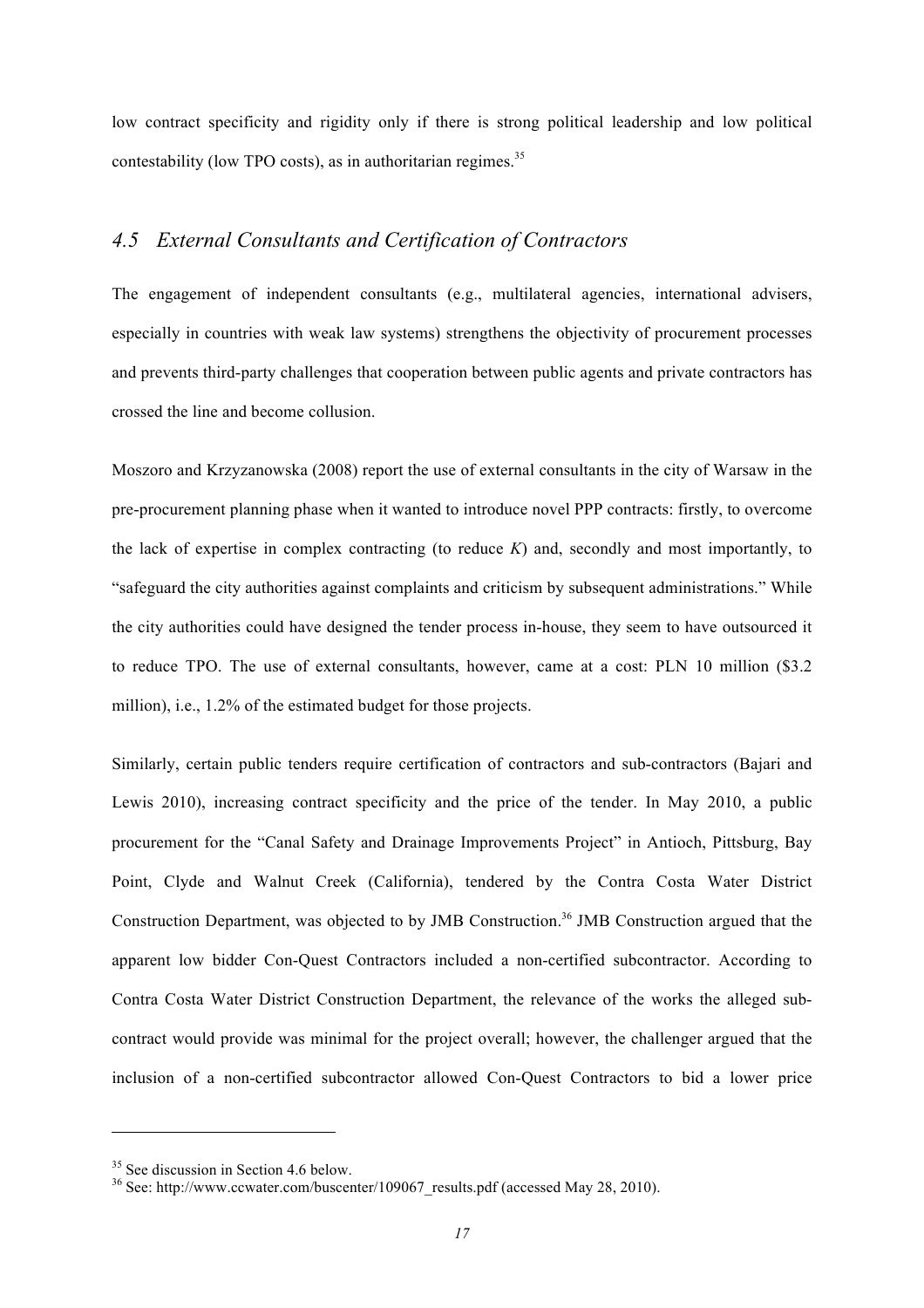low contract specificity and rigidity only if there is strong political leadership and low political contestability (low TPO costs), as in authoritarian regimes.[35]

## *4.5 External Consultants and Certification of Contractors*

The engagement of independent consultants (e.g., multilateral agencies, international advisers, especially in countries with weak law systems) strengthens the objectivity of procurement processes and prevents third-party challenges that cooperation between public agents and private contractors has crossed the line and become collusion.

Moszoro and Krzyzanowska (2008) report the use of external consultants in the city of Warsaw in the pre-procurement planning phase when it wanted to introduce novel PPP contracts: firstly, to overcome the lack of expertise in complex contracting (to reduce $K$) and, secondly and most importantly, to "safeguard the city authorities against complaints and criticism by subsequent administrations." While the city authorities could have designed the tender process in-house, they seem to have outsourced it to reduce TPO. The use of external consultants, however, came at a cost: PLN 10 million ($3.2 million), i.e., 1.2% of the estimated budget for those projects.

Similarly, certain public tenders require certification of contractors and sub-contractors (Bajari and Lewis 2010), increasing contract specificity and the price of the tender. In May 2010, a public procurement for the "Canal Safety and Drainage Improvements Project" in Antioch, Pittsburg, Bay Point, Clyde and Walnut Creek (California), tendered by the Contra Costa Water District Construction Department, was objected to by JMB Construction.[36] JMB Construction argued that the apparent low bidder Con-Quest Contractors included a non-certified subcontractor. According to Contra Costa Water District Construction Department, the relevance of the works the alleged sub-contract would provide was minimal for the project overall; however, the challenger argued that the inclusion of a non-certified subcontractor allowed Con-Quest Contractors to bid a lower price

---

[35] See discussion in Section 4.6 below.

[36] See: http://www.ccwater.com/buscenter/109067_results.pdf (accessed May 28, 2010).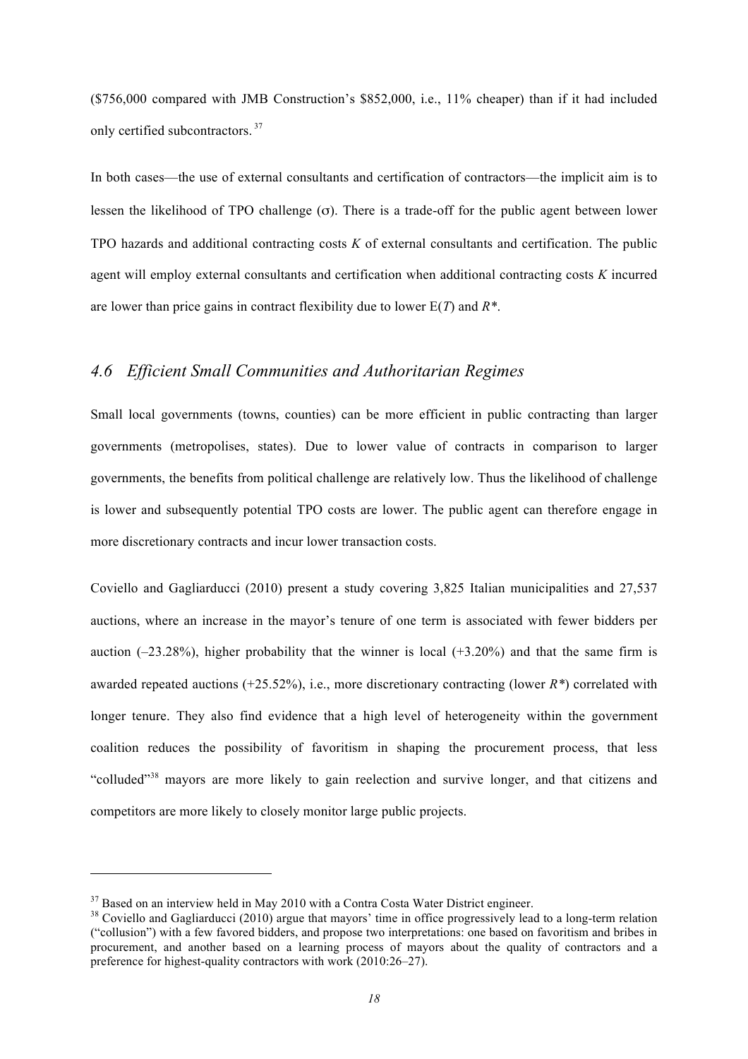($756,000 compared with JMB Construction's $852,000, i.e., 11% cheaper) than if it had included only certified subcontractors.[37]

In both cases—the use of external consultants and certification of contractors—the implicit aim is to lessen the likelihood of TPO challenge ($\sigma$). There is a trade-off for the public agent between lower TPO hazards and additional contracting costs $K$ of external consultants and certification. The public agent will employ external consultants and certification when additional contracting costs $K$ incurred are lower than price gains in contract flexibility due to lower $E(T)$ and $R^*$.

## *4.6 Efficient Small Communities and Authoritarian Regimes*

Small local governments (towns, counties) can be more efficient in public contracting than larger governments (metropolises, states). Due to lower value of contracts in comparison to larger governments, the benefits from political challenge are relatively low. Thus the likelihood of challenge is lower and subsequently potential TPO costs are lower. The public agent can therefore engage in more discretionary contracts and incur lower transaction costs.

Coviello and Gagliarducci (2010) present a study covering 3,825 Italian municipalities and 27,537 auctions, where an increase in the mayor's tenure of one term is associated with fewer bidders per auction (–23.28%), higher probability that the winner is local (+3.20%) and that the same firm is awarded repeated auctions (+25.52%), i.e., more discretionary contracting (lower $R^*$) correlated with longer tenure. They also find evidence that a high level of heterogeneity within the government coalition reduces the possibility of favoritism in shaping the procurement process, that less "colluded"[38] mayors are more likely to gain reelection and survive longer, and that citizens and competitors are more likely to closely monitor large public projects.

---

[37] Based on an interview held in May 2010 with a Contra Costa Water District engineer.

[38] Coviello and Gagliarducci (2010) argue that mayors' time in office progressively lead to a long-term relation ("collusion") with a few favored bidders, and propose two interpretations: one based on favoritism and bribes in procurement, and another based on a learning process of mayors about the quality of contractors and a preference for highest-quality contractors with work (2010:26–27).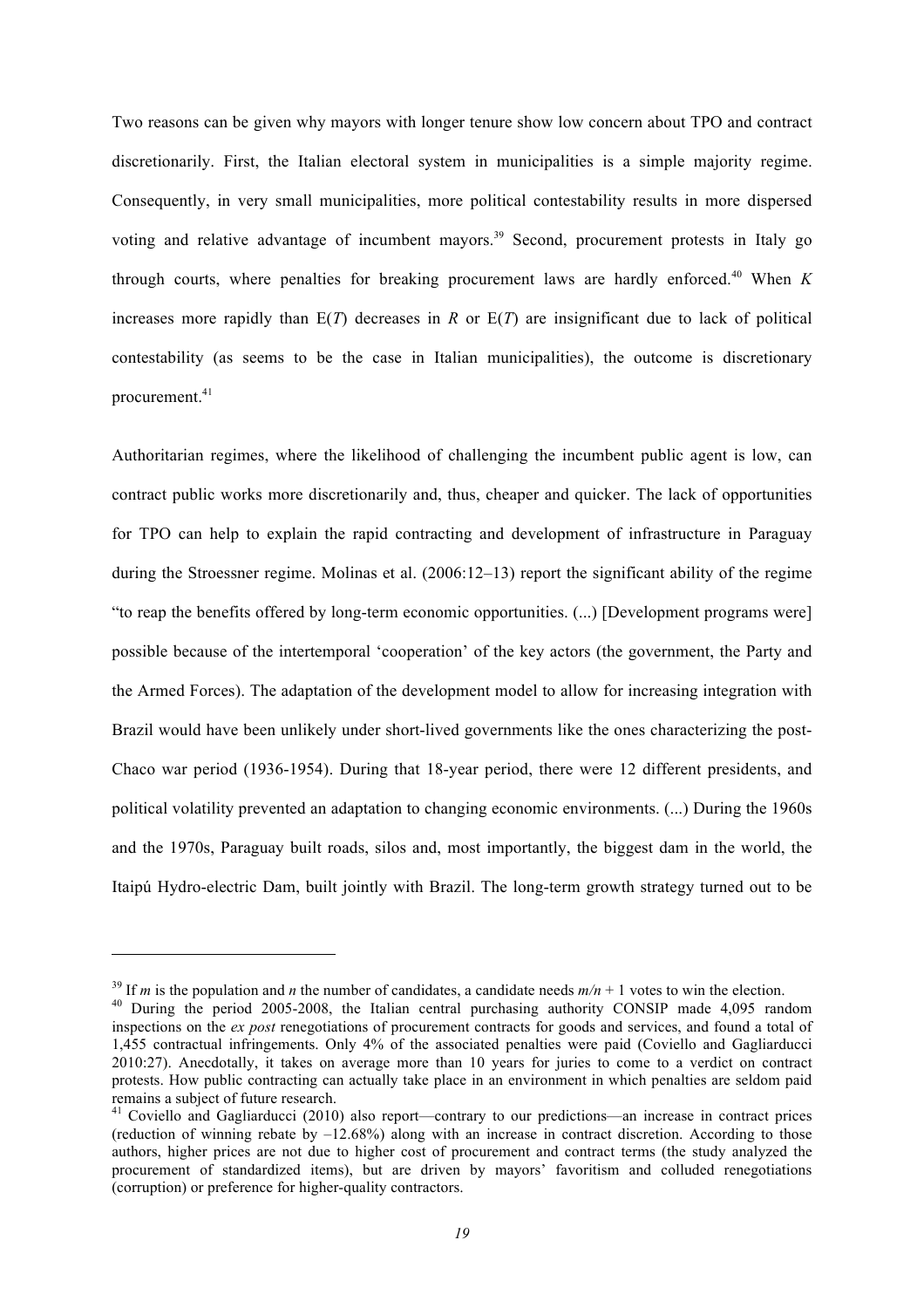Two reasons can be given why mayors with longer tenure show low concern about TPO and contract discretionarily. First, the Italian electoral system in municipalities is a simple majority regime. Consequently, in very small municipalities, more political contestability results in more dispersed voting and relative advantage of incumbent mayors.[39] Second, procurement protests in Italy go through courts, where penalties for breaking procurement laws are hardly enforced.[40] When $K$ increases more rapidly than $E(T)$ decreases in $R$ or $E(T)$ are insignificant due to lack of political contestability (as seems to be the case in Italian municipalities), the outcome is discretionary procurement.[41]

Authoritarian regimes, where the likelihood of challenging the incumbent public agent is low, can contract public works more discretionarily and, thus, cheaper and quicker. The lack of opportunities for TPO can help to explain the rapid contracting and development of infrastructure in Paraguay during the Stroessner regime. Molinas et al. (2006:12–13) report the significant ability of the regime "to reap the benefits offered by long-term economic opportunities. (...) [Development programs were] possible because of the intertemporal 'cooperation' of the key actors (the government, the Party and the Armed Forces). The adaptation of the development model to allow for increasing integration with Brazil would have been unlikely under short-lived governments like the ones characterizing the post-Chaco war period (1936-1954). During that 18-year period, there were 12 different presidents, and political volatility prevented an adaptation to changing economic environments. (...) During the 1960s and the 1970s, Paraguay built roads, silos and, most importantly, the biggest dam in the world, the Itaipú Hydro-electric Dam, built jointly with Brazil. The long-term growth strategy turned out to be

---

[39] If $m$ is the population and $n$ the number of candidates, a candidate needs $m/n + 1$ votes to win the election.

[40] During the period 2005-2008, the Italian central purchasing authority CONSIP made 4,095 random inspections on the *ex post* renegotiations of procurement contracts for goods and services, and found a total of 1,455 contractual infringements. Only 4% of the associated penalties were paid (Coviello and Gagliarducci 2010:27). Anecdotally, it takes on average more than 10 years for juries to come to a verdict on contract protests. How public contracting can actually take place in an environment in which penalties are seldom paid remains a subject of future research.

[41] Coviello and Gagliarducci (2010) also report—contrary to our predictions—an increase in contract prices (reduction of winning rebate by –12.68%) along with an increase in contract discretion. According to those authors, higher prices are not due to higher cost of procurement and contract terms (the study analyzed the procurement of standardized items), but are driven by mayors' favoritism and colluded renegotiations (corruption) or preference for higher-quality contractors.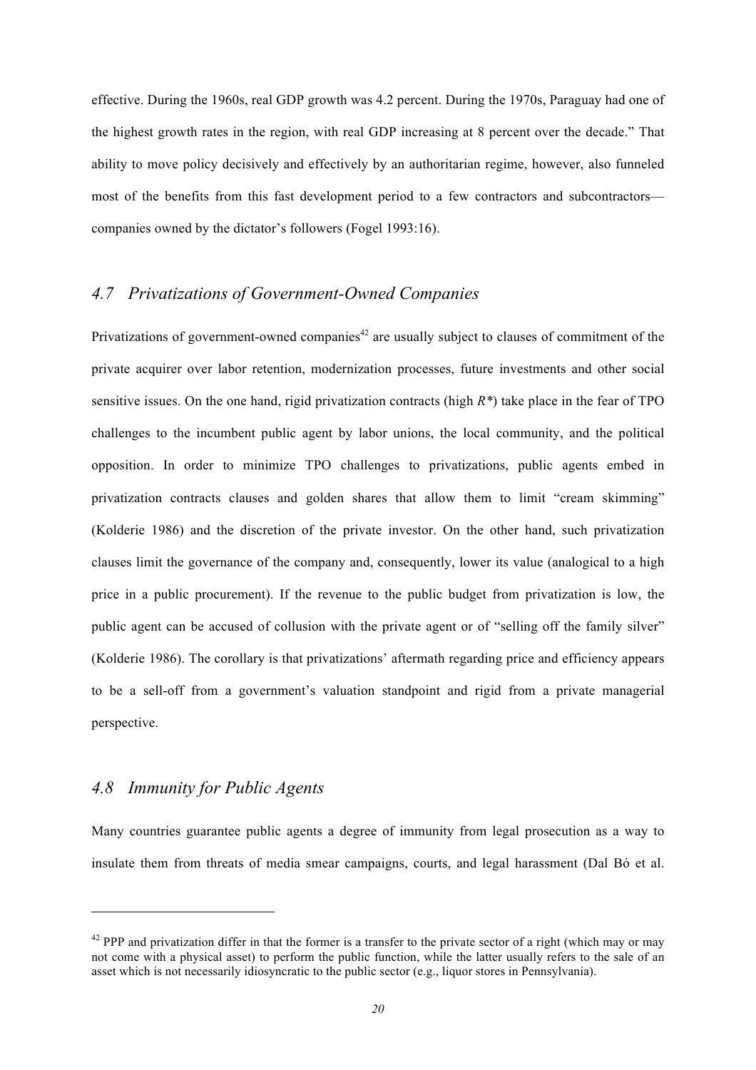effective. During the 1960s, real GDP growth was 4.2 percent. During the 1970s, Paraguay had one of the highest growth rates in the region, with real GDP increasing at 8 percent over the decade." That ability to move policy decisively and effectively by an authoritarian regime, however, also funneled most of the benefits from this fast development period to a few contractors and subcontractors—companies owned by the dictator's followers (Fogel 1993:16).

## *4.7 Privatizations of Government-Owned Companies*

Privatizations of government-owned companies[42] are usually subject to clauses of commitment of the private acquirer over labor retention, modernization processes, future investments and other social sensitive issues. On the one hand, rigid privatization contracts (high $R^*$) take place in the fear of TPO challenges to the incumbent public agent by labor unions, the local community, and the political opposition. In order to minimize TPO challenges to privatizations, public agents embed in privatization contracts clauses and golden shares that allow them to limit "cream skimming" (Kolderie 1986) and the discretion of the private investor. On the other hand, such privatization clauses limit the governance of the company and, consequently, lower its value (analogical to a high price in a public procurement). If the revenue to the public budget from privatization is low, the public agent can be accused of collusion with the private agent or of "selling off the family silver" (Kolderie 1986). The corollary is that privatizations' aftermath regarding price and efficiency appears to be a sell-off from a government's valuation standpoint and rigid from a private managerial perspective.

## *4.8 Immunity for Public Agents*

Many countries guarantee public agents a degree of immunity from legal prosecution as a way to insulate them from threats of media smear campaigns, courts, and legal harassment (Dal Bó et al.

[42] PPP and privatization differ in that the former is a transfer to the private sector of a right (which may or may not come with a physical asset) to perform the public function, while the latter usually refers to the sale of an asset which is not necessarily idiosyncratic to the public sector (e.g., liquor stores in Pennsylvania).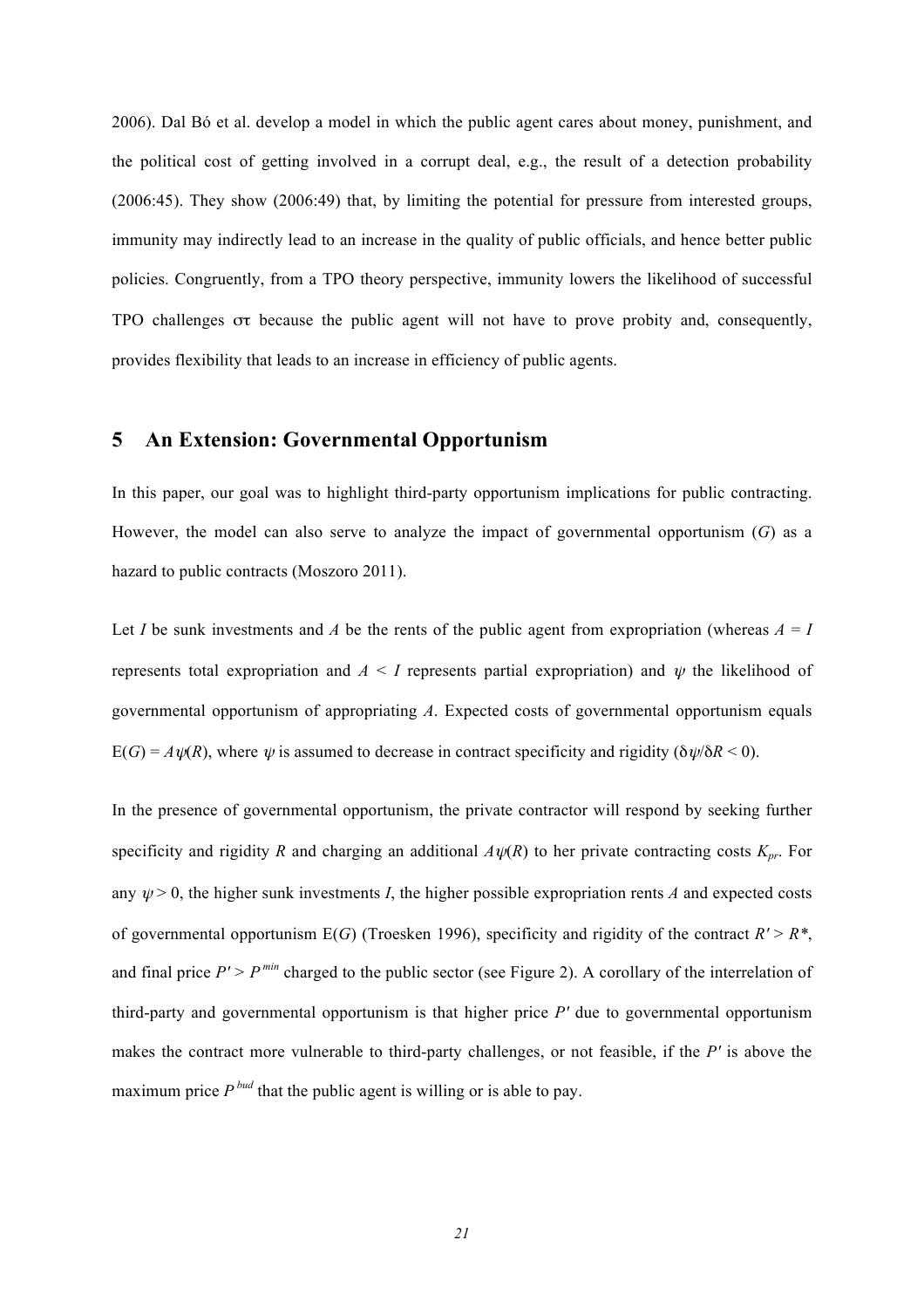2006). Dal Bó et al. develop a model in which the public agent cares about money, punishment, and the political cost of getting involved in a corrupt deal, e.g., the result of a detection probability (2006:45). They show (2006:49) that, by limiting the potential for pressure from interested groups, immunity may indirectly lead to an increase in the quality of public officials, and hence better public policies. Congruently, from a TPO theory perspective, immunity lowers the likelihood of successful TPO challenges $\sigma\tau$ because the public agent will not have to prove probity and, consequently, provides flexibility that leads to an increase in efficiency of public agents.

## 5 An Extension: Governmental Opportunism

In this paper, our goal was to highlight third-party opportunism implications for public contracting. However, the model can also serve to analyze the impact of governmental opportunism ($G$) as a hazard to public contracts (Moszoro 2011).

Let $I$ be sunk investments and $A$ be the rents of the public agent from expropriation (whereas $A = I$ represents total expropriation and $A < I$ represents partial expropriation) and $\psi$ the likelihood of governmental opportunism of appropriating $A$. Expected costs of governmental opportunism equals $\mathrm{E}(G) = A\psi(R)$, where $\psi$ is assumed to decrease in contract specificity and rigidity ($\delta\psi/\delta R < 0$).

In the presence of governmental opportunism, the private contractor will respond by seeking further specificity and rigidity $R$ and charging an additional $A\psi(R)$ to her private contracting costs $K_{pr}$. For any $\psi > 0$, the higher sunk investments $I$, the higher possible expropriation rents $A$ and expected costs of governmental opportunism $\mathrm{E}(G)$ (Troesken 1996), specificity and rigidity of the contract $R' > R^*$, and final price $P' > P^{min}$ charged to the public sector (see Figure 2). A corollary of the interrelation of third-party and governmental opportunism is that higher price $P'$ due to governmental opportunism makes the contract more vulnerable to third-party challenges, or not feasible, if the $P'$ is above the maximum price $P^{bud}$ that the public agent is willing or is able to pay.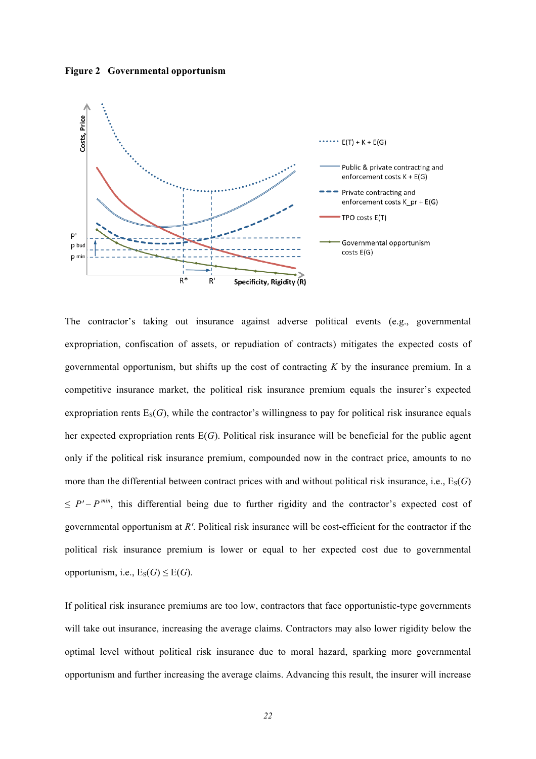**Figure 2 Governmental opportunism**

The contractor's taking out insurance against adverse political events (e.g., governmental expropriation, confiscation of assets, or repudiation of contracts) mitigates the expected costs of governmental opportunism, but shifts up the cost of contracting $K$ by the insurance premium. In a competitive insurance market, the political risk insurance premium equals the insurer's expected expropriation rents $E_S(G)$, while the contractor's willingness to pay for political risk insurance equals her expected expropriation rents $E(G)$. Political risk insurance will be beneficial for the public agent only if the political risk insurance premium, compounded now in the contract price, amounts to no more than the differential between contract prices with and without political risk insurance, i.e., $E_S(G) \leq P' - P^{min}$, this differential being due to further rigidity and the contractor's expected cost of governmental opportunism at $R'$. Political risk insurance will be cost-efficient for the contractor if the political risk insurance premium is lower or equal to her expected cost due to governmental opportunism, i.e., $E_S(G) \leq E(G)$.

If political risk insurance premiums are too low, contractors that face opportunistic-type governments will take out insurance, increasing the average claims. Contractors may also lower rigidity below the optimal level without political risk insurance due to moral hazard, sparking more governmental opportunism and further increasing the average claims. Advancing this result, the insurer will increase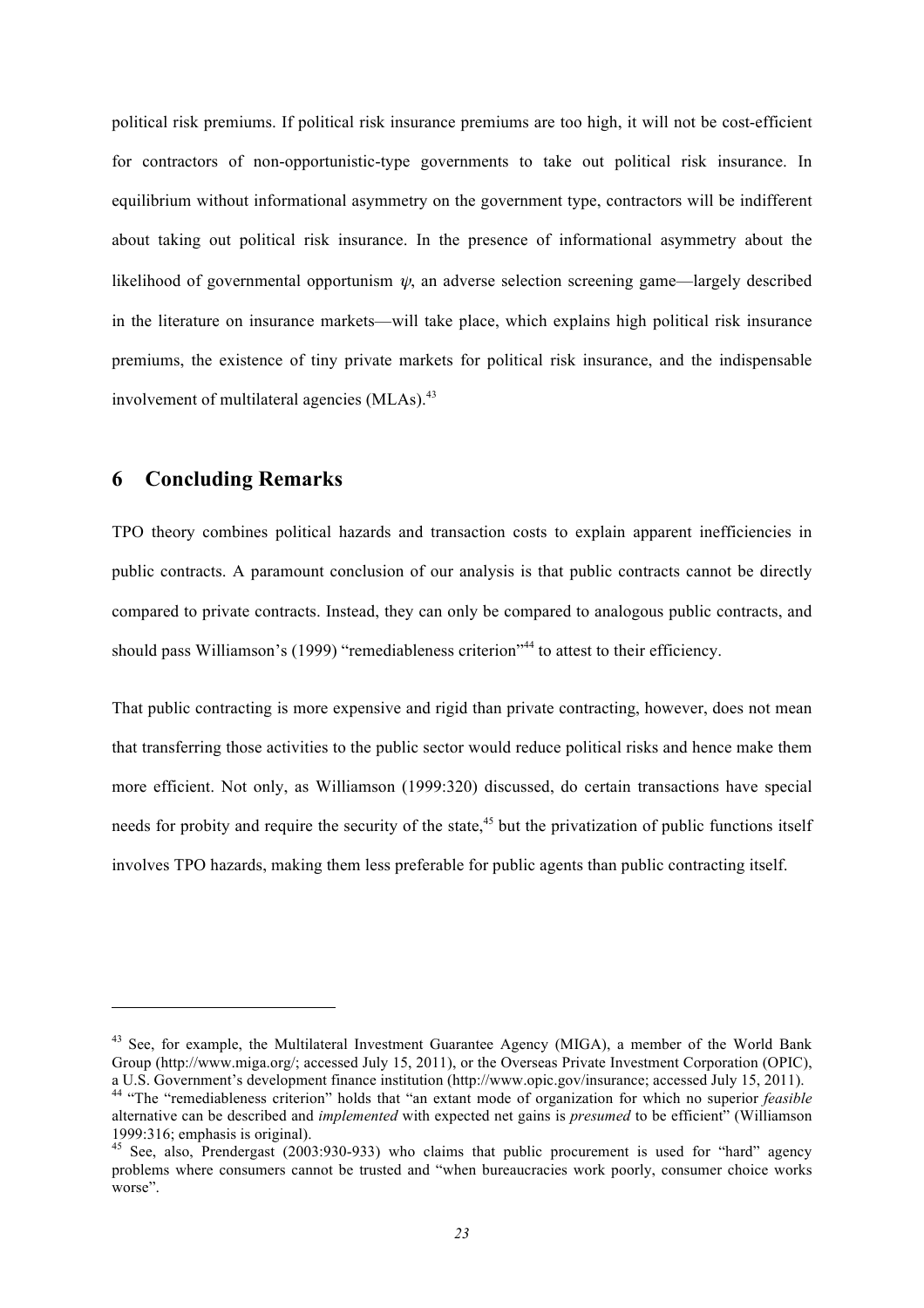political risk premiums. If political risk insurance premiums are too high, it will not be cost-efficient for contractors of non-opportunistic-type governments to take out political risk insurance. In equilibrium without informational asymmetry on the government type, contractors will be indifferent about taking out political risk insurance. In the presence of informational asymmetry about the likelihood of governmental opportunism $\psi$, an adverse selection screening game—largely described in the literature on insurance markets—will take place, which explains high political risk insurance premiums, the existence of tiny private markets for political risk insurance, and the indispensable involvement of multilateral agencies (MLAs).[43]

## 6 Concluding Remarks

TPO theory combines political hazards and transaction costs to explain apparent inefficiencies in public contracts. A paramount conclusion of our analysis is that public contracts cannot be directly compared to private contracts. Instead, they can only be compared to analogous public contracts, and should pass Williamson's (1999) "remediableness criterion"[44] to attest to their efficiency.

That public contracting is more expensive and rigid than private contracting, however, does not mean that transferring those activities to the public sector would reduce political risks and hence make them more efficient. Not only, as Williamson (1999:320) discussed, do certain transactions have special needs for probity and require the security of the state,[45] but the privatization of public functions itself involves TPO hazards, making them less preferable for public agents than public contracting itself.

---

[43] See, for example, the Multilateral Investment Guarantee Agency (MIGA), a member of the World Bank Group (http://www.miga.org/; accessed July 15, 2011), or the Overseas Private Investment Corporation (OPIC), a U.S. Government's development finance institution (http://www.opic.gov/insurance; accessed July 15, 2011).

[44] "The "remediableness criterion" holds that "an extant mode of organization for which no superior *feasible* alternative can be described and *implemented* with expected net gains is *presumed* to be efficient" (Williamson 1999:316; emphasis is original).

[45] See, also, Prendergast (2003:930-933) who claims that public procurement is used for "hard" agency problems where consumers cannot be trusted and "when bureaucracies work poorly, consumer choice works worse".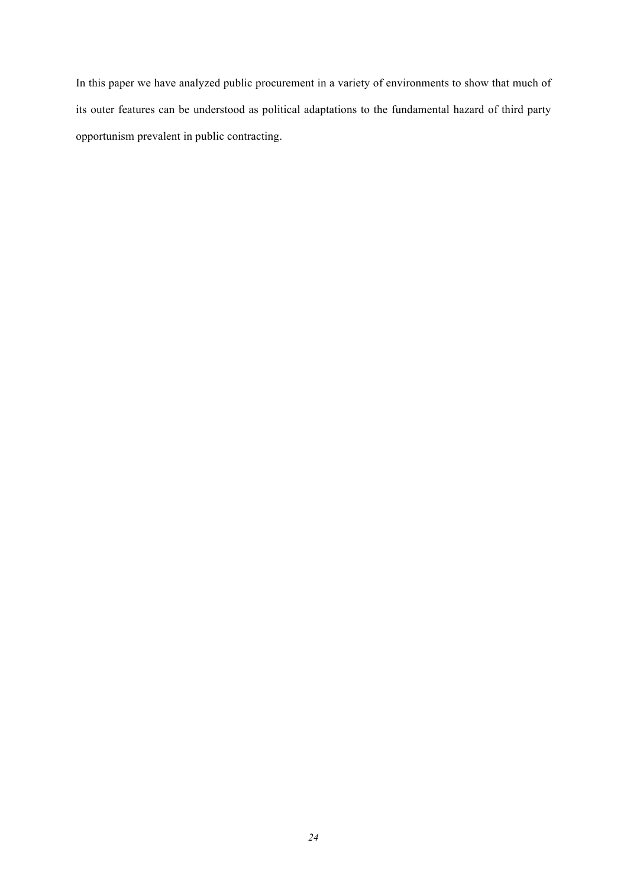In this paper we have analyzed public procurement in a variety of environments to show that much of its outer features can be understood as political adaptations to the fundamental hazard of third party opportunism prevalent in public contracting.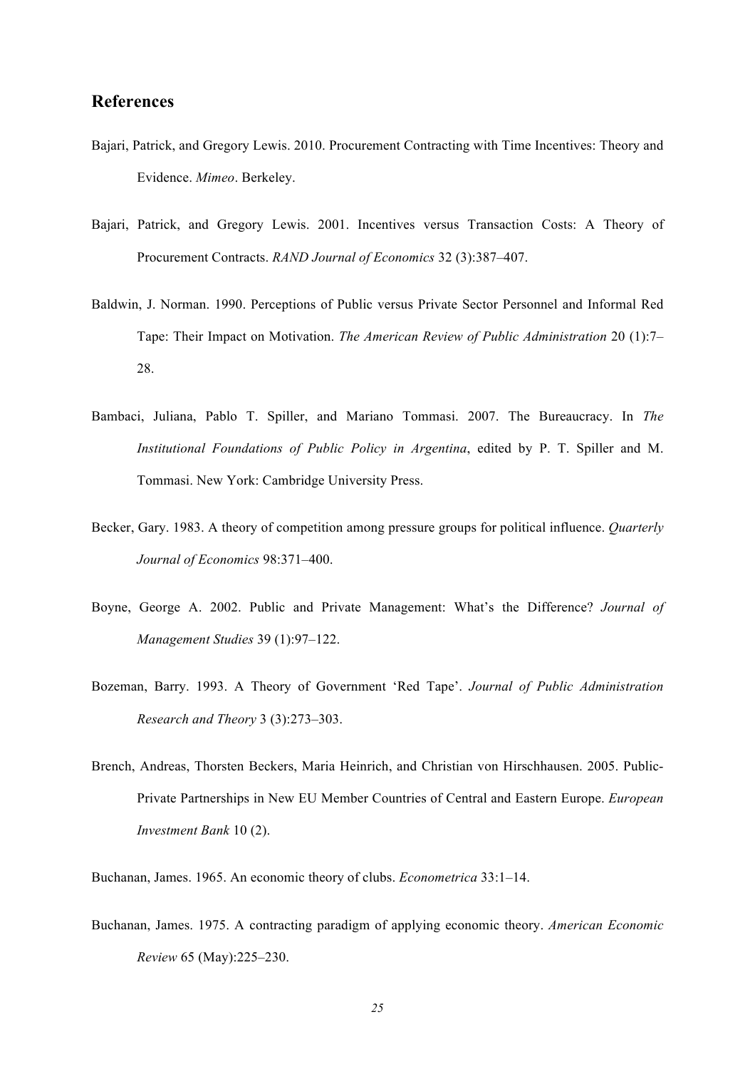## References

Bajari, Patrick, and Gregory Lewis. 2010. Procurement Contracting with Time Incentives: Theory and Evidence. *Mimeo*. Berkeley.

Bajari, Patrick, and Gregory Lewis. 2001. Incentives versus Transaction Costs: A Theory of Procurement Contracts. *RAND Journal of Economics* 32 (3):387–407.

Baldwin, J. Norman. 1990. Perceptions of Public versus Private Sector Personnel and Informal Red Tape: Their Impact on Motivation. *The American Review of Public Administration* 20 (1):7–28.

Bambaci, Juliana, Pablo T. Spiller, and Mariano Tommasi. 2007. The Bureaucracy. In *The Institutional Foundations of Public Policy in Argentina*, edited by P. T. Spiller and M. Tommasi. New York: Cambridge University Press.

Becker, Gary. 1983. A theory of competition among pressure groups for political influence. *Quarterly Journal of Economics* 98:371–400.

Boyne, George A. 2002. Public and Private Management: What's the Difference? *Journal of Management Studies* 39 (1):97–122.

Bozeman, Barry. 1993. A Theory of Government 'Red Tape'. *Journal of Public Administration Research and Theory* 3 (3):273–303.

Brench, Andreas, Thorsten Beckers, Maria Heinrich, and Christian von Hirschhausen. 2005. Public-Private Partnerships in New EU Member Countries of Central and Eastern Europe. *European Investment Bank* 10 (2).

Buchanan, James. 1965. An economic theory of clubs. *Econometrica* 33:1–14.

Buchanan, James. 1975. A contracting paradigm of applying economic theory. *American Economic Review* 65 (May):225–230.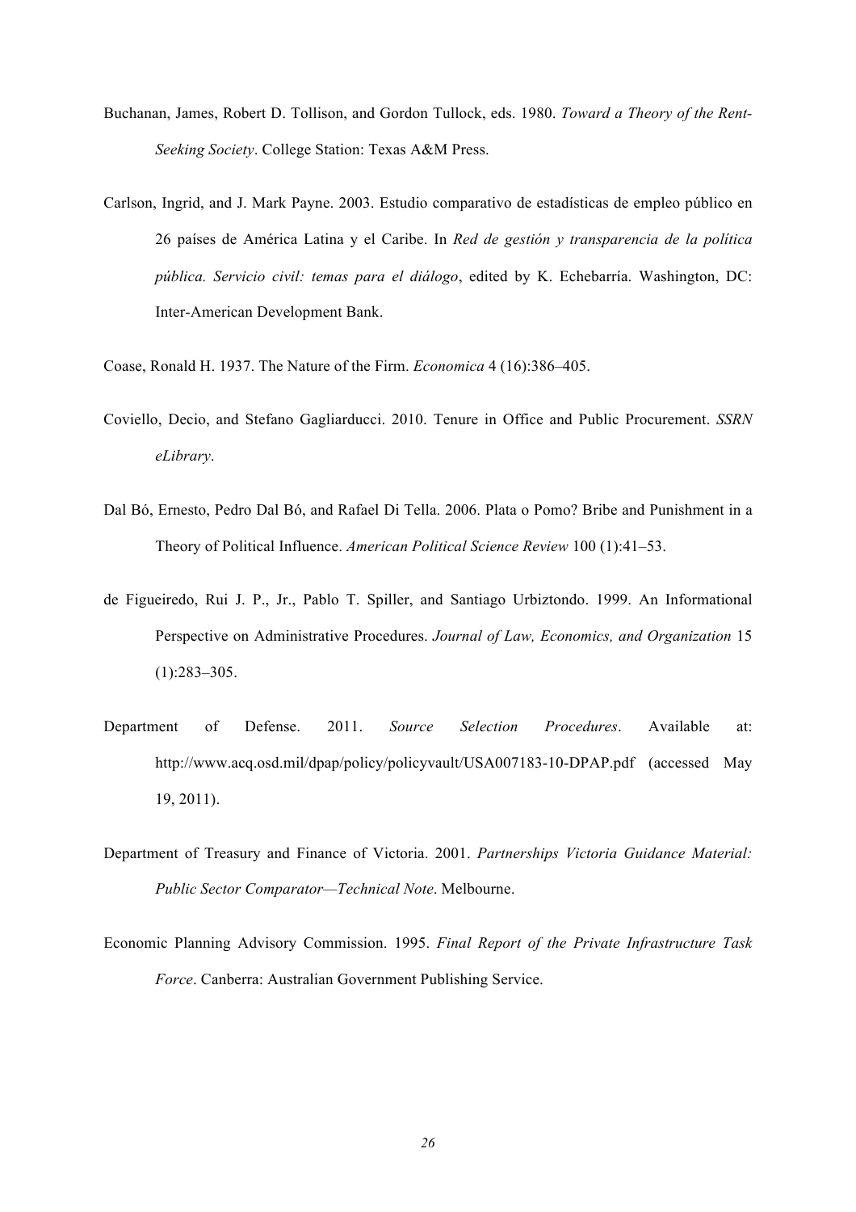Buchanan, James, Robert D. Tollison, and Gordon Tullock, eds. 1980. *Toward a Theory of the Rent-Seeking Society*. College Station: Texas A&M Press.

Carlson, Ingrid, and J. Mark Payne. 2003. Estudio comparativo de estadísticas de empleo público en 26 países de América Latina y el Caribe. In *Red de gestión y transparencia de la política pública. Servicio civil: temas para el diálogo*, edited by K. Echebarría. Washington, DC: Inter-American Development Bank.

Coase, Ronald H. 1937. The Nature of the Firm. *Economica* 4 (16):386–405.

Coviello, Decio, and Stefano Gagliarducci. 2010. Tenure in Office and Public Procurement. *SSRN eLibrary*.

Dal Bó, Ernesto, Pedro Dal Bó, and Rafael Di Tella. 2006. Plata o Pomo? Bribe and Punishment in a Theory of Political Influence. *American Political Science Review* 100 (1):41–53.

de Figueiredo, Rui J. P., Jr., Pablo T. Spiller, and Santiago Urbiztondo. 1999. An Informational Perspective on Administrative Procedures. *Journal of Law, Economics, and Organization* 15 (1):283–305.

Department of Defense. 2011. *Source Selection Procedures*. Available at: http://www.acq.osd.mil/dpap/policy/policyvault/USA007183-10-DPAP.pdf (accessed May 19, 2011).

Department of Treasury and Finance of Victoria. 2001. *Partnerships Victoria Guidance Material: Public Sector Comparator—Technical Note*. Melbourne.

Economic Planning Advisory Commission. 1995. *Final Report of the Private Infrastructure Task Force*. Canberra: Australian Government Publishing Service.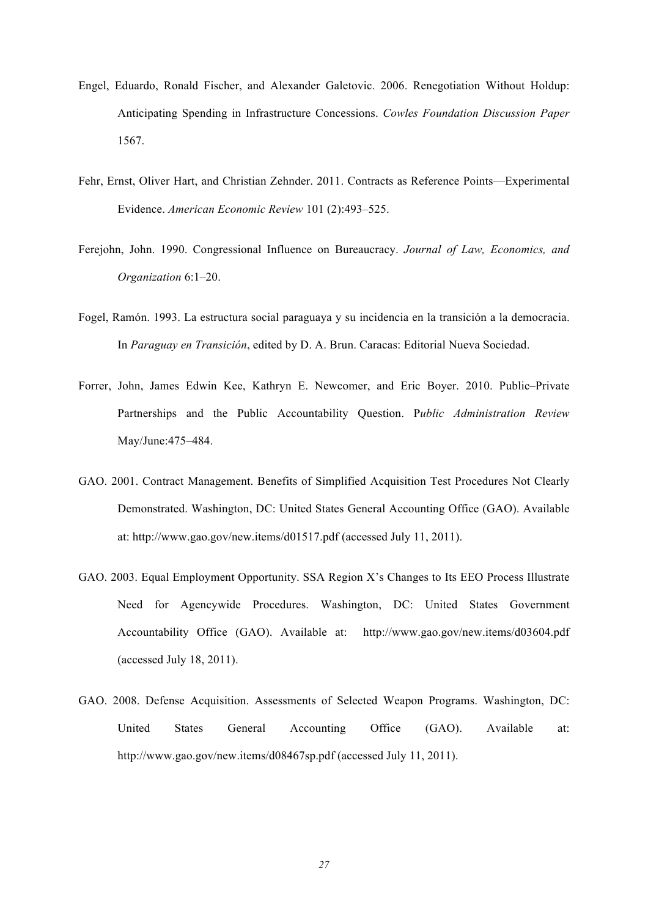Engel, Eduardo, Ronald Fischer, and Alexander Galetovic. 2006. Renegotiation Without Holdup: Anticipating Spending in Infrastructure Concessions. *Cowles Foundation Discussion Paper* 1567.

Fehr, Ernst, Oliver Hart, and Christian Zehnder. 2011. Contracts as Reference Points—Experimental Evidence. *American Economic Review* 101 (2):493–525.

Ferejohn, John. 1990. Congressional Influence on Bureaucracy. *Journal of Law, Economics, and Organization* 6:1–20.

Fogel, Ramón. 1993. La estructura social paraguaya y su incidencia en la transición a la democracia. In *Paraguay en Transición*, edited by D. A. Brun. Caracas: Editorial Nueva Sociedad.

Forrer, John, James Edwin Kee, Kathryn E. Newcomer, and Eric Boyer. 2010. Public–Private Partnerships and the Public Accountability Question. P*ublic Administration Review* May/June:475–484.

GAO. 2001. Contract Management. Benefits of Simplified Acquisition Test Procedures Not Clearly Demonstrated. Washington, DC: United States General Accounting Office (GAO). Available at: http://www.gao.gov/new.items/d01517.pdf (accessed July 11, 2011).

GAO. 2003. Equal Employment Opportunity. SSA Region X's Changes to Its EEO Process Illustrate Need for Agencywide Procedures. Washington, DC: United States Government Accountability Office (GAO). Available at: http://www.gao.gov/new.items/d03604.pdf (accessed July 18, 2011).

GAO. 2008. Defense Acquisition. Assessments of Selected Weapon Programs. Washington, DC: United States General Accounting Office (GAO). Available at: http://www.gao.gov/new.items/d08467sp.pdf (accessed July 11, 2011).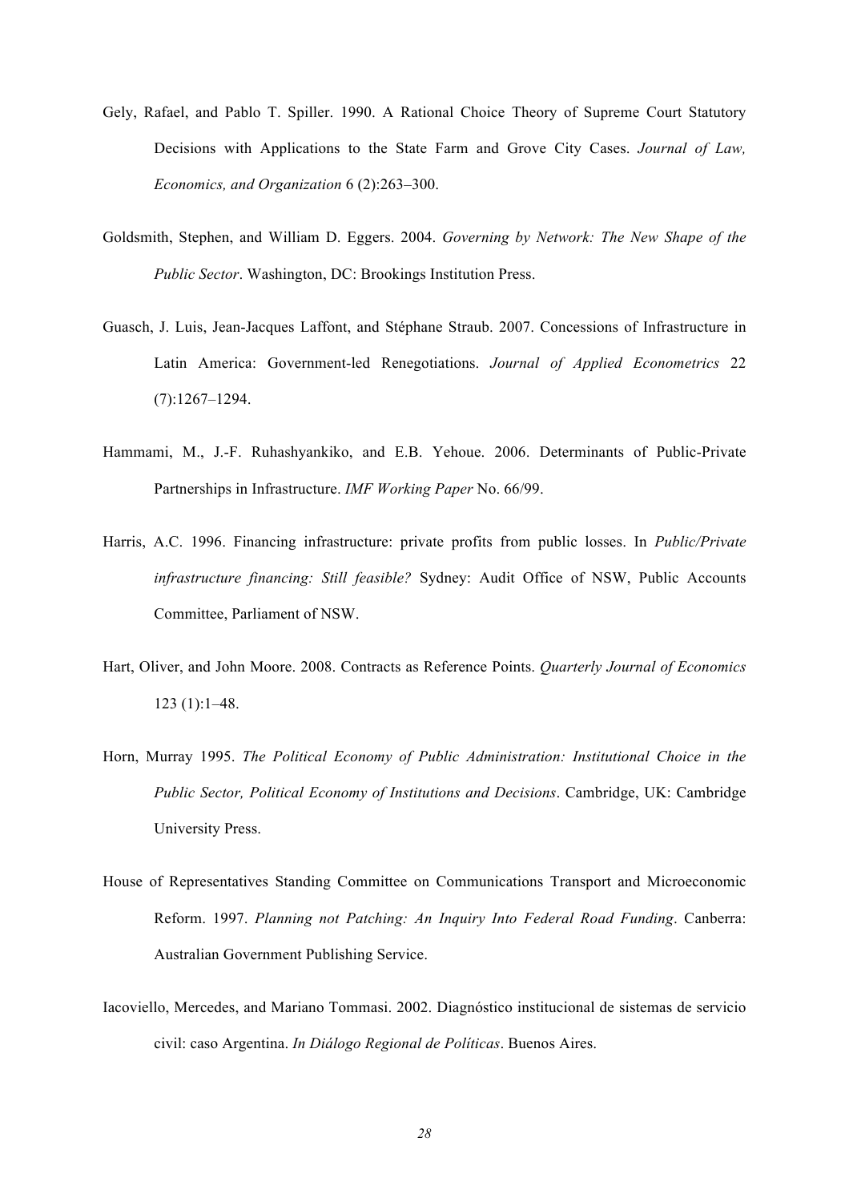Gely, Rafael, and Pablo T. Spiller. 1990. A Rational Choice Theory of Supreme Court Statutory Decisions with Applications to the State Farm and Grove City Cases. *Journal of Law, Economics, and Organization* 6 (2):263–300.

Goldsmith, Stephen, and William D. Eggers. 2004. *Governing by Network: The New Shape of the Public Sector*. Washington, DC: Brookings Institution Press.

Guasch, J. Luis, Jean-Jacques Laffont, and Stéphane Straub. 2007. Concessions of Infrastructure in Latin America: Government-led Renegotiations. *Journal of Applied Econometrics* 22 (7):1267–1294.

Hammami, M., J.-F. Ruhashyankiko, and E.B. Yehoue. 2006. Determinants of Public-Private Partnerships in Infrastructure. *IMF Working Paper* No. 66/99.

Harris, A.C. 1996. Financing infrastructure: private profits from public losses. In *Public/Private infrastructure financing: Still feasible?* Sydney: Audit Office of NSW, Public Accounts Committee, Parliament of NSW.

Hart, Oliver, and John Moore. 2008. Contracts as Reference Points. *Quarterly Journal of Economics* 123 (1):1–48.

Horn, Murray 1995. *The Political Economy of Public Administration: Institutional Choice in the Public Sector, Political Economy of Institutions and Decisions*. Cambridge, UK: Cambridge University Press.

House of Representatives Standing Committee on Communications Transport and Microeconomic Reform. 1997. *Planning not Patching: An Inquiry Into Federal Road Funding*. Canberra: Australian Government Publishing Service.

Iacoviello, Mercedes, and Mariano Tommasi. 2002. Diagnóstico institucional de sistemas de servicio civil: caso Argentina. *In Diálogo Regional de Políticas*. Buenos Aires.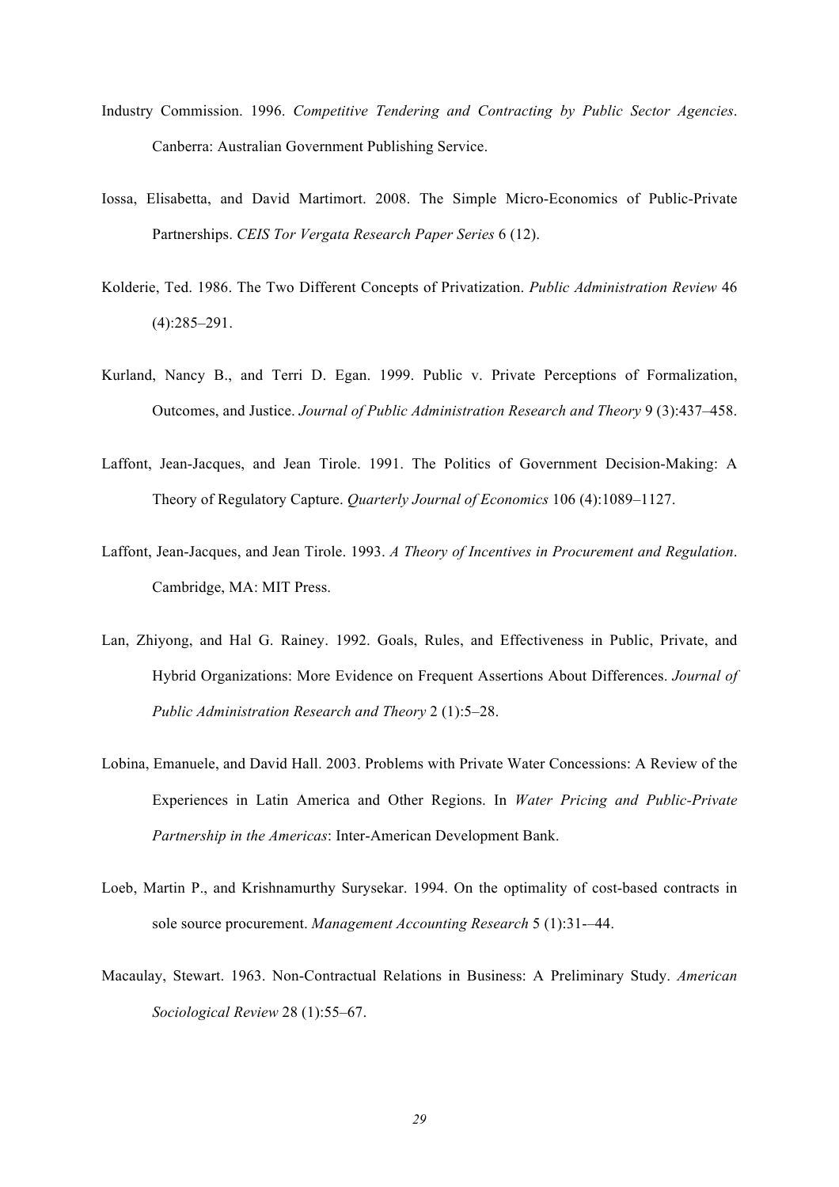Industry Commission. 1996. *Competitive Tendering and Contracting by Public Sector Agencies*. Canberra: Australian Government Publishing Service.

Iossa, Elisabetta, and David Martimort. 2008. The Simple Micro-Economics of Public-Private Partnerships. *CEIS Tor Vergata Research Paper Series* 6 (12).

Kolderie, Ted. 1986. The Two Different Concepts of Privatization. *Public Administration Review* 46 (4):285–291.

Kurland, Nancy B., and Terri D. Egan. 1999. Public v. Private Perceptions of Formalization, Outcomes, and Justice. *Journal of Public Administration Research and Theory* 9 (3):437–458.

Laffont, Jean-Jacques, and Jean Tirole. 1991. The Politics of Government Decision-Making: A Theory of Regulatory Capture. *Quarterly Journal of Economics* 106 (4):1089–1127.

Laffont, Jean-Jacques, and Jean Tirole. 1993. *A Theory of Incentives in Procurement and Regulation*. Cambridge, MA: MIT Press.

Lan, Zhiyong, and Hal G. Rainey. 1992. Goals, Rules, and Effectiveness in Public, Private, and Hybrid Organizations: More Evidence on Frequent Assertions About Differences. *Journal of Public Administration Research and Theory* 2 (1):5–28.

Lobina, Emanuele, and David Hall. 2003. Problems with Private Water Concessions: A Review of the Experiences in Latin America and Other Regions. In *Water Pricing and Public-Private Partnership in the Americas*: Inter-American Development Bank.

Loeb, Martin P., and Krishnamurthy Surysekar. 1994. On the optimality of cost-based contracts in sole source procurement. *Management Accounting Research* 5 (1):31-–44.

Macaulay, Stewart. 1963. Non-Contractual Relations in Business: A Preliminary Study. *American Sociological Review* 28 (1):55–67.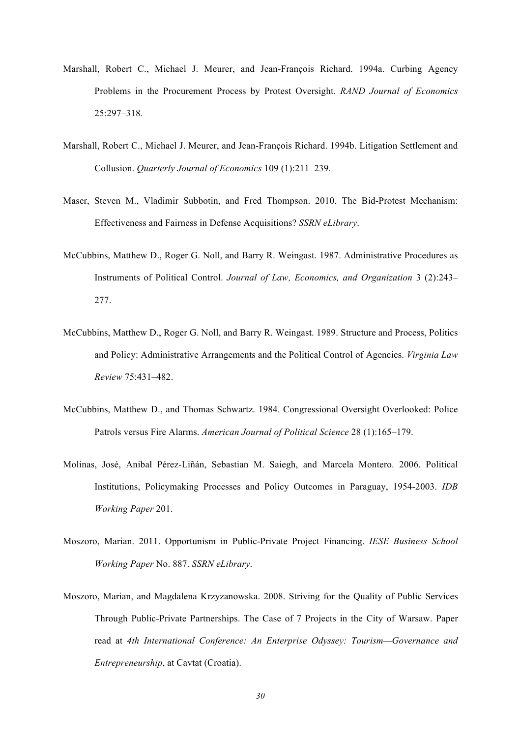Marshall, Robert C., Michael J. Meurer, and Jean-François Richard. 1994a. Curbing Agency Problems in the Procurement Process by Protest Oversight. *RAND Journal of Economics* 25:297–318.

Marshall, Robert C., Michael J. Meurer, and Jean-François Richard. 1994b. Litigation Settlement and Collusion. *Quarterly Journal of Economics* 109 (1):211–239.

Maser, Steven M., Vladimir Subbotin, and Fred Thompson. 2010. The Bid-Protest Mechanism: Effectiveness and Fairness in Defense Acquisitions? *SSRN eLibrary*.

McCubbins, Matthew D., Roger G. Noll, and Barry R. Weingast. 1987. Administrative Procedures as Instruments of Political Control. *Journal of Law, Economics, and Organization* 3 (2):243–277.

McCubbins, Matthew D., Roger G. Noll, and Barry R. Weingast. 1989. Structure and Process, Politics and Policy: Administrative Arrangements and the Political Control of Agencies. *Virginia Law Review* 75:431–482.

McCubbins, Matthew D., and Thomas Schwartz. 1984. Congressional Oversight Overlooked: Police Patrols versus Fire Alarms. *American Journal of Political Science* 28 (1):165–179.

Molinas, José, Anibal Pérez-Liñán, Sebastian M. Saiegh, and Marcela Montero. 2006. Political Institutions, Policymaking Processes and Policy Outcomes in Paraguay, 1954-2003. *IDB Working Paper* 201.

Moszoro, Marian. 2011. Opportunism in Public-Private Project Financing. *IESE Business School Working Paper* No. 887. *SSRN eLibrary*.

Moszoro, Marian, and Magdalena Krzyzanowska. 2008. Striving for the Quality of Public Services Through Public-Private Partnerships. The Case of 7 Projects in the City of Warsaw. Paper read at *4th International Conference: An Enterprise Odyssey: Tourism—Governance and Entrepreneurship*, at Cavtat (Croatia).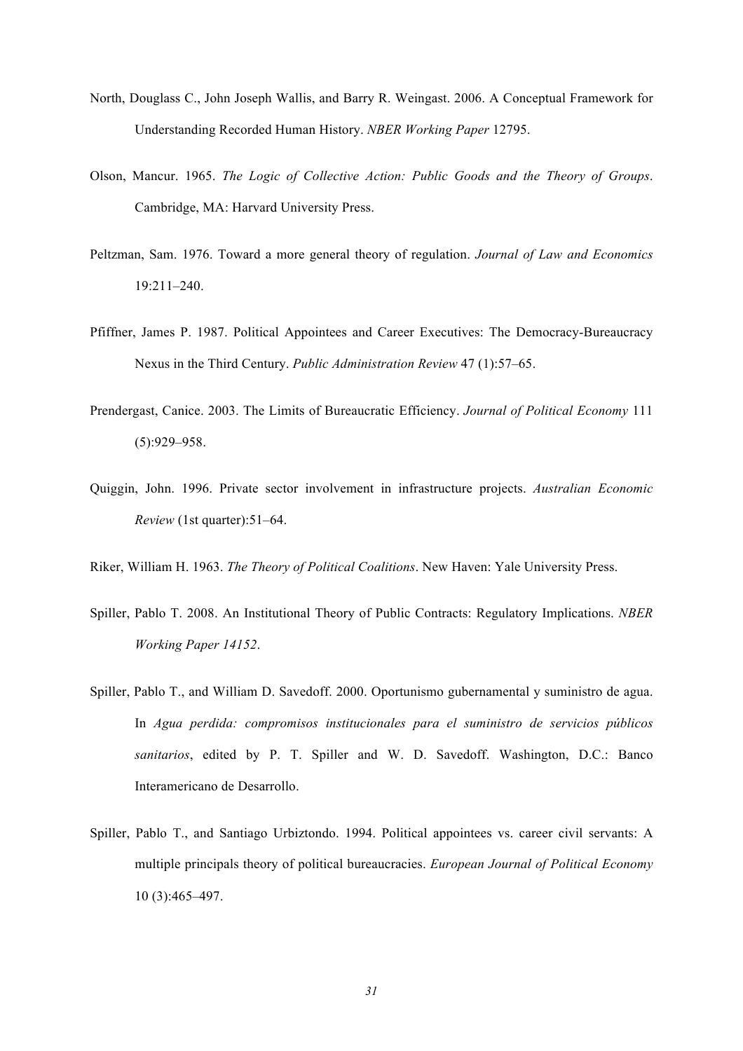North, Douglass C., John Joseph Wallis, and Barry R. Weingast. 2006. A Conceptual Framework for Understanding Recorded Human History. *NBER Working Paper* 12795.

Olson, Mancur. 1965. *The Logic of Collective Action: Public Goods and the Theory of Groups*. Cambridge, MA: Harvard University Press.

Peltzman, Sam. 1976. Toward a more general theory of regulation. *Journal of Law and Economics* 19:211–240.

Pfiffner, James P. 1987. Political Appointees and Career Executives: The Democracy-Bureaucracy Nexus in the Third Century. *Public Administration Review* 47 (1):57–65.

Prendergast, Canice. 2003. The Limits of Bureaucratic Efficiency. *Journal of Political Economy* 111 (5):929–958.

Quiggin, John. 1996. Private sector involvement in infrastructure projects. *Australian Economic Review* (1st quarter):51–64.

Riker, William H. 1963. *The Theory of Political Coalitions*. New Haven: Yale University Press.

Spiller, Pablo T. 2008. An Institutional Theory of Public Contracts: Regulatory Implications. *NBER Working Paper 14152*.

Spiller, Pablo T., and William D. Savedoff. 2000. Oportunismo gubernamental y suministro de agua. In *Agua perdida: compromisos institucionales para el suministro de servicios públicos sanitarios*, edited by P. T. Spiller and W. D. Savedoff. Washington, D.C.: Banco Interamericano de Desarrollo.

Spiller, Pablo T., and Santiago Urbiztondo. 1994. Political appointees vs. career civil servants: A multiple principals theory of political bureaucracies. *European Journal of Political Economy* 10 (3):465–497.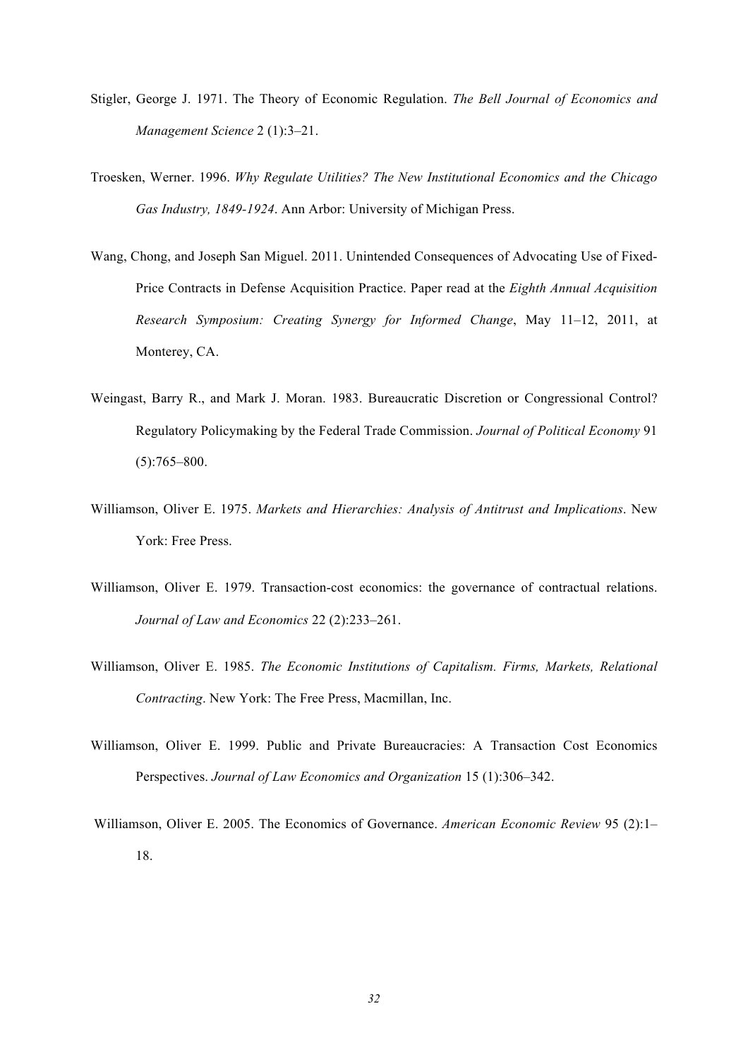Stigler, George J. 1971. The Theory of Economic Regulation. *The Bell Journal of Economics and Management Science* 2 (1):3–21.

Troesken, Werner. 1996. *Why Regulate Utilities? The New Institutional Economics and the Chicago Gas Industry, 1849-1924*. Ann Arbor: University of Michigan Press.

Wang, Chong, and Joseph San Miguel. 2011. Unintended Consequences of Advocating Use of Fixed-Price Contracts in Defense Acquisition Practice. Paper read at the *Eighth Annual Acquisition Research Symposium: Creating Synergy for Informed Change*, May 11–12, 2011, at Monterey, CA.

Weingast, Barry R., and Mark J. Moran. 1983. Bureaucratic Discretion or Congressional Control? Regulatory Policymaking by the Federal Trade Commission. *Journal of Political Economy* 91 (5):765–800.

Williamson, Oliver E. 1975. *Markets and Hierarchies: Analysis of Antitrust and Implications*. New York: Free Press.

Williamson, Oliver E. 1979. Transaction-cost economics: the governance of contractual relations. *Journal of Law and Economics* 22 (2):233–261.

Williamson, Oliver E. 1985. *The Economic Institutions of Capitalism. Firms, Markets, Relational Contracting*. New York: The Free Press, Macmillan, Inc.

Williamson, Oliver E. 1999. Public and Private Bureaucracies: A Transaction Cost Economics Perspectives. *Journal of Law Economics and Organization* 15 (1):306–342.

Williamson, Oliver E. 2005. The Economics of Governance. *American Economic Review* 95 (2):1–18.